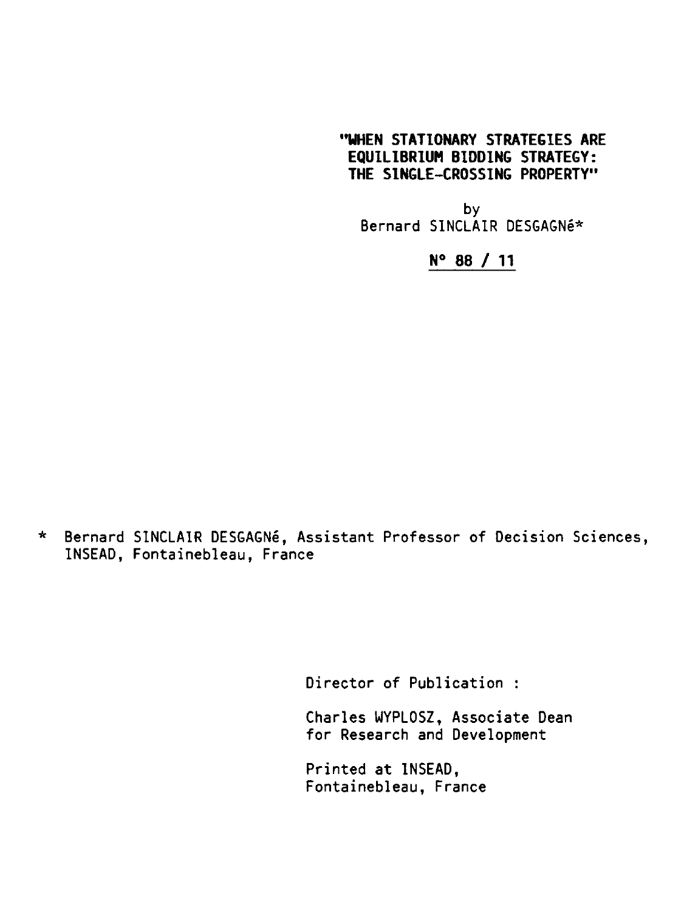# "WHEN STATIONARY STRATEGIES ARE EQUILIBRIUM BIDDING STRATEGY: THE SINGLE-CROSSING PROPERTY"

by

Bernard SINCLAIR DESGAGNé*

**N° 88 / 11**

\* Bernard SINCLAIR DESGAGNé, Assistant Professor of Decision Sciences, INSEAD, Fontainebleau, France

Director of Publication :

Charles WYPLOSZ, Associate Dean for Research and Development

Printed at INSEAD, Fontainebleau, France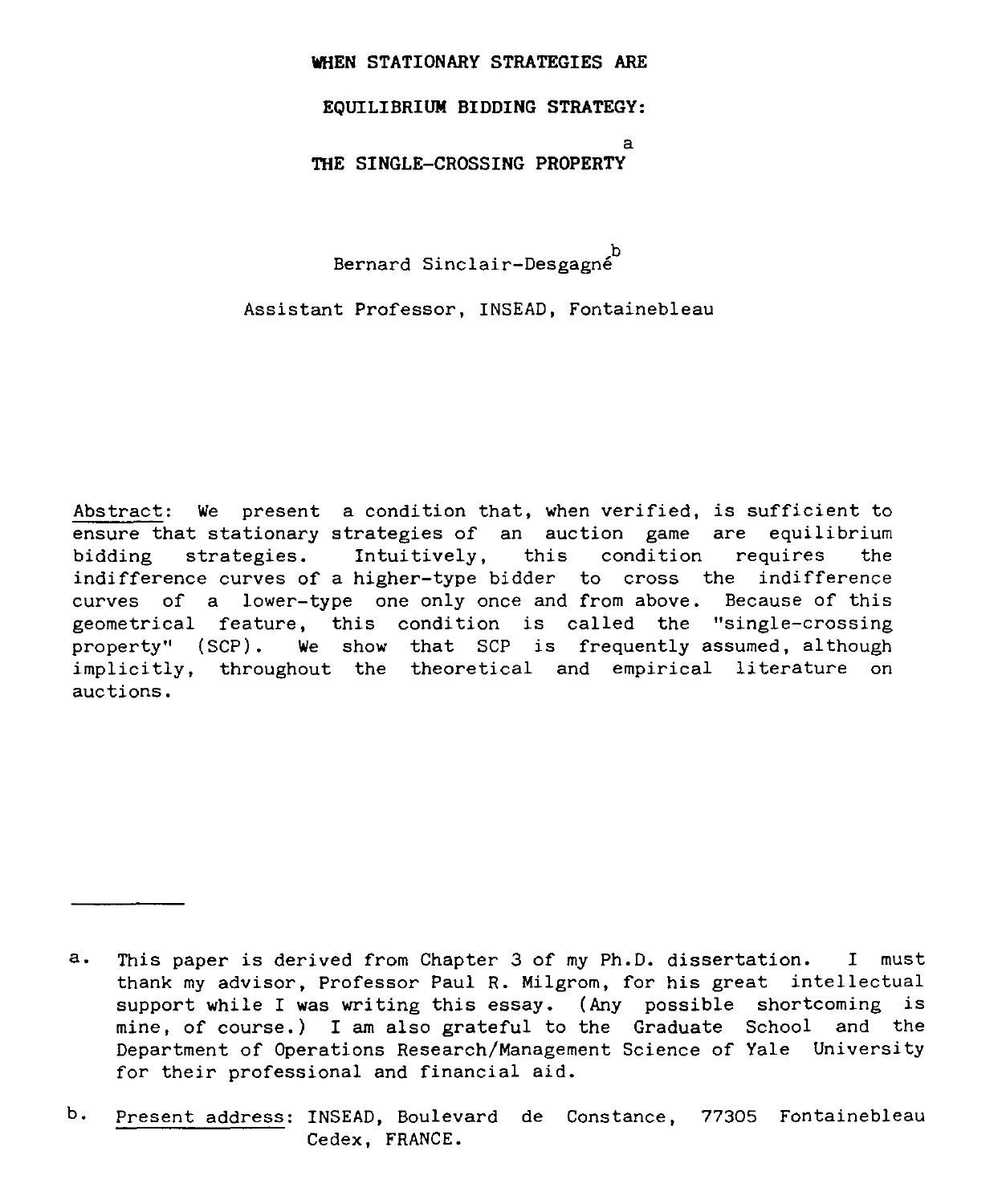# WHEN STATIONARY STRATEGIES ARE EQUILIBRIUM BIDDING STRATEGY: THE SINGLE-CROSSING PROPERTY[a]

Bernard Sinclair-Desgagné[b]

Assistant Professor, INSEAD, Fontainebleau

Abstract: We present a condition that, when verified, is sufficient to ensure that stationary strategies of an auction game are equilibrium bidding strategies. Intuitively, this condition requires the indifference curves of a higher-type bidder to cross the indifference curves of a lower-type one only once and from above. Because of this geometrical feature, this condition is called the "single-crossing property" (SCP). We show that SCP is frequently assumed, although implicitly, throughout the theoretical and empirical literature on auctions.

---

a. This paper is derived from Chapter 3 of my Ph.D. dissertation. I must thank my advisor, Professor Paul R. Milgrom, for his great intellectual support while I was writing this essay. (Any possible shortcoming is mine, of course.) I am also grateful to the Graduate School and the Department of Operations Research/Management Science of Yale University for their professional and financial aid.

b. Present address: INSEAD, Boulevard de Constance, 77305 Fontainebleau Cedex, FRANCE.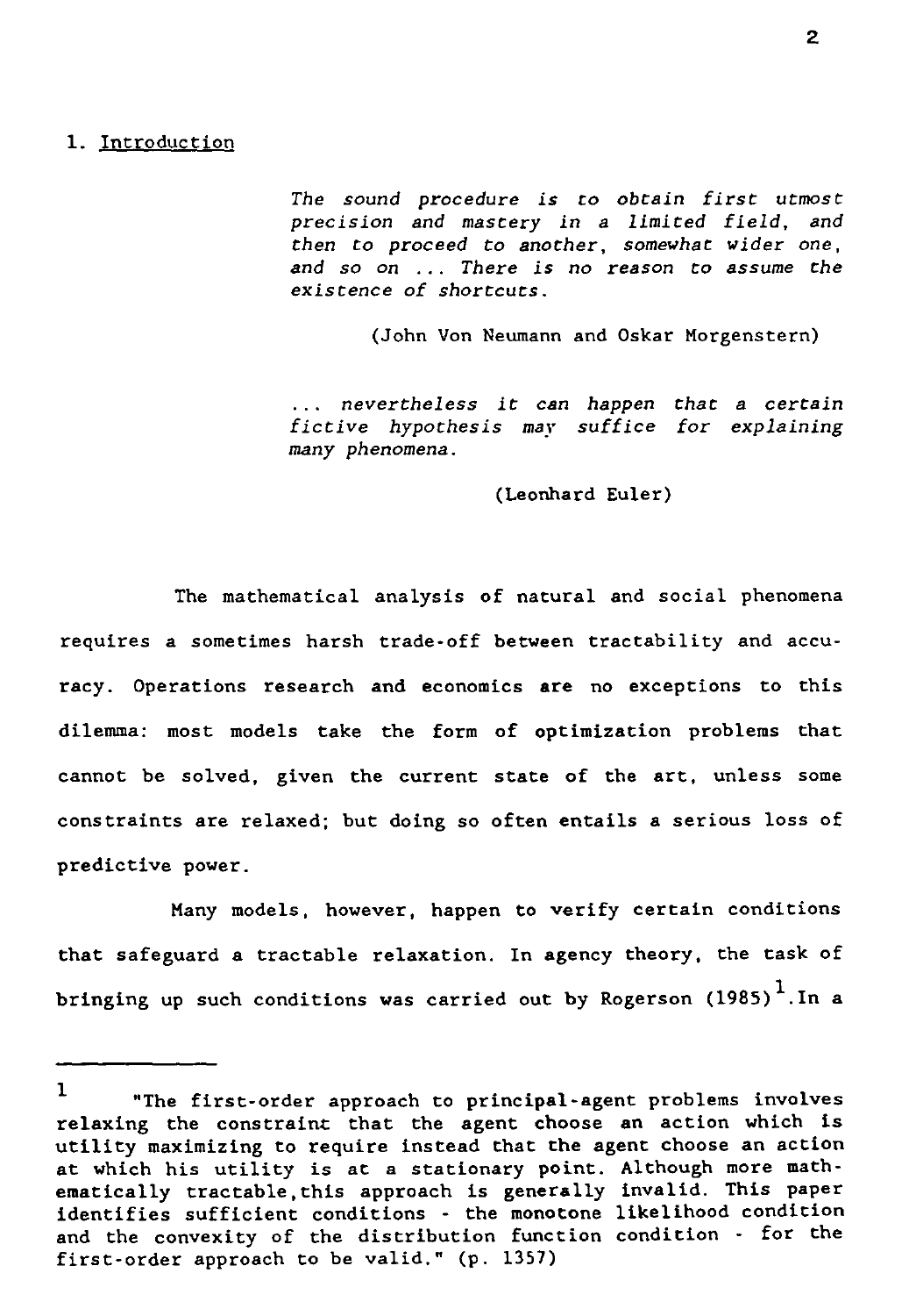## 1. Introduction

> *The sound procedure is to obtain first utmost precision and mastery in a limited field, and then to proceed to another, somewhat wider one, and so on ... There is no reason to assume the existence of shortcuts.*
>
> (John Von Neumann and Oskar Morgenstern)

> *... nevertheless it can happen that a certain fictive hypothesis may suffice for explaining many phenomena.*
>
> (Leonhard Euler)

The mathematical analysis of natural and social phenomena requires a sometimes harsh trade-off between tractability and accuracy. Operations research and economics are no exceptions to this dilemma: most models take the form of optimization problems that cannot be solved, given the current state of the art, unless some constraints are relaxed; but doing so often entails a serious loss of predictive power.

Many models, however, happen to verify certain conditions that safeguard a tractable relaxation. In agency theory, the task of bringing up such conditions was carried out by Rogerson (1985)[1].In a

---

[1] "The first-order approach to principal-agent problems involves relaxing the constraint that the agent choose an action which is utility maximizing to require instead that the agent choose an action at which his utility is at a stationary point. Although more mathematically tractable,this approach is generally invalid. This paper identifies sufficient conditions - the monotone likelihood condition and the convexity of the distribution function condition - for the first-order approach to be valid." (p. 1357)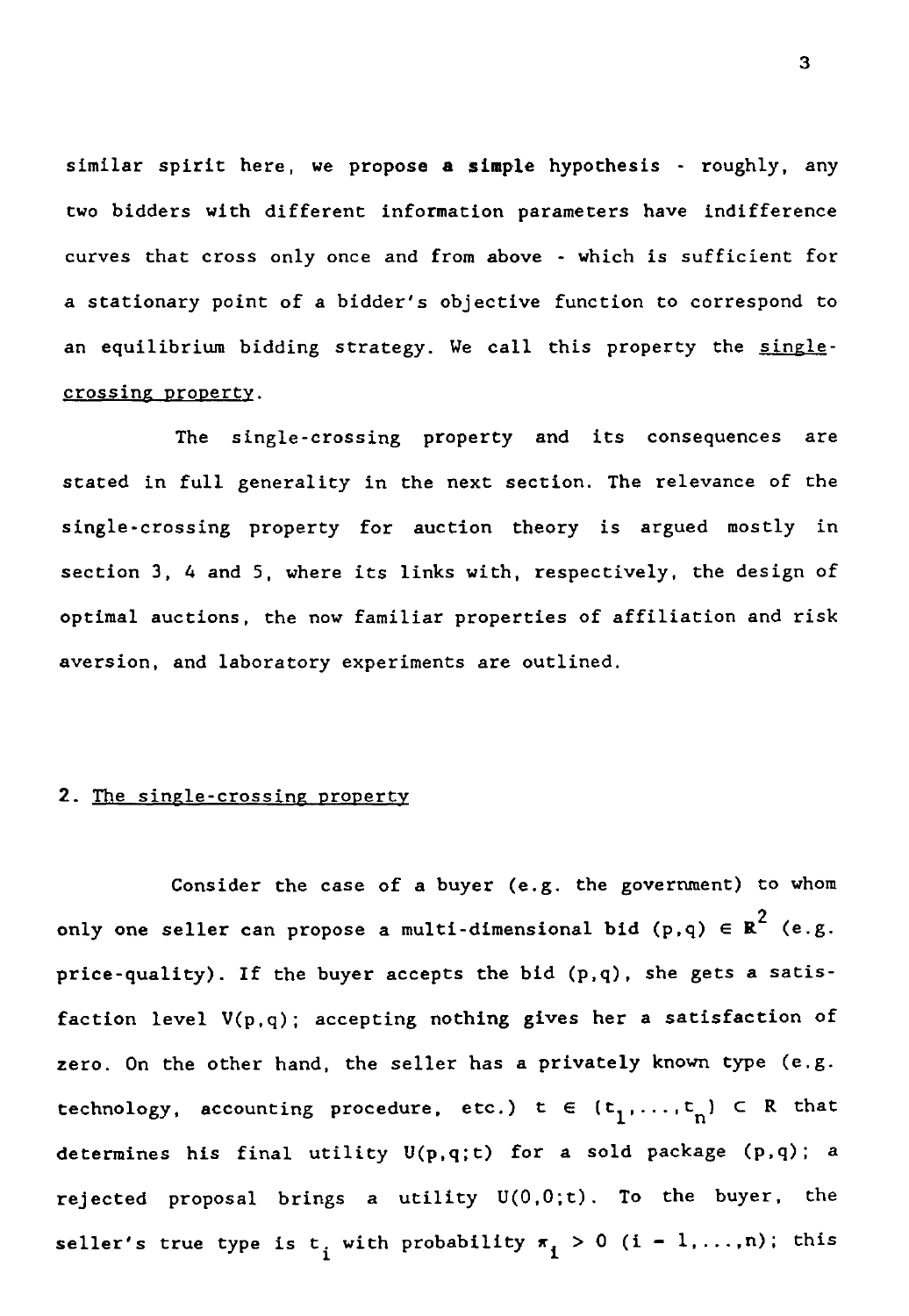similar spirit here, we propose **a simple** hypothesis - roughly, any two bidders with different information parameters have indifference curves that cross only once and from above - which is sufficient for a stationary point of a bidder's objective function to correspond to an equilibrium bidding strategy. We call this property the <u>single-crossing property</u>.

The single-crossing property and its consequences are stated in full generality in the next section. The relevance of the single-crossing property for auction theory is argued mostly in section 3, 4 and 5, where its links with, respectively, the design of optimal auctions, the now familiar properties of affiliation and risk aversion, and laboratory experiments are outlined.

## 2. <u>The single-crossing property</u>

Consider the case of a buyer (e.g. the government) to whom only one seller can propose a multi-dimensional bid $(p,q) \in \mathbb{R}^2$ (e.g. price-quality). If the buyer accepts the bid $(p,q)$, she gets a satisfaction level $V(p,q)$; accepting nothing gives her a satisfaction of zero. On the other hand, the seller has a privately known type (e.g. technology, accounting procedure, etc.) $t \in \{t_1,\ldots,t_n\} \subset \mathbb{R}$ that determines his final utility $U(p,q;t)$ for a sold package $(p,q)$; a rejected proposal brings a utility $U(0,0;t)$. To the buyer, the seller's true type is $t_i$ with probability $\pi_i > 0$ $(i = 1,\ldots,n)$; this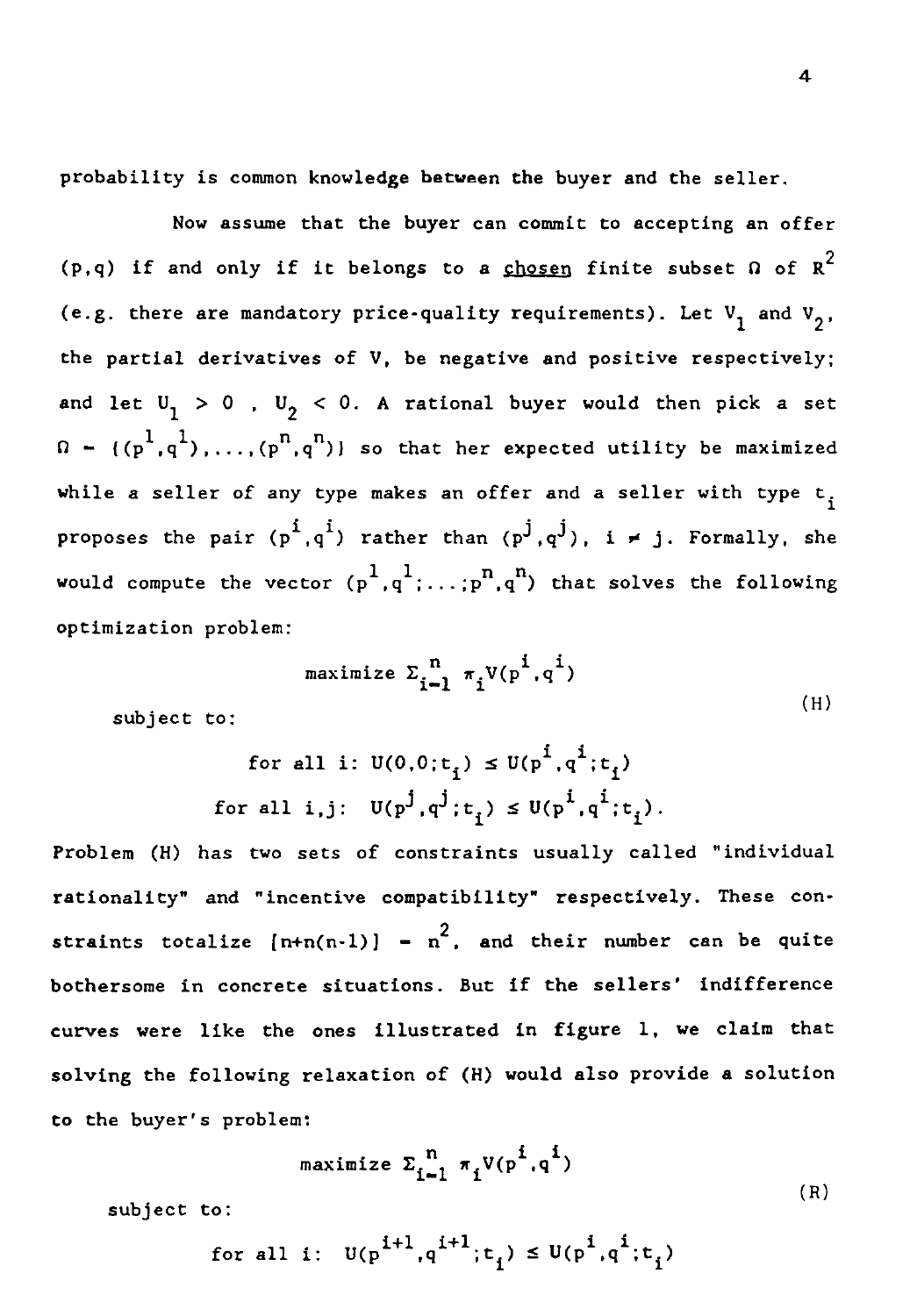probability is common knowledge between the buyer and the seller.

Now assume that the buyer can commit to accepting an offer $(p,q)$ if and only if it belongs to a <u>chosen</u> finite subset $\Omega$ of $R^2$ (e.g. there are mandatory price-quality requirements). Let $V_1$ and $V_2$, the partial derivatives of V, be negative and positive respectively; and let $U_1 > 0$, $U_2 < 0$. A rational buyer would then pick a set $\Omega = \{(p^1,q^1),\ldots,(p^n,q^n)\}$ so that her expected utility be maximized while a seller of any type makes an offer and a seller with type $t_i$ proposes the pair $(p^i,q^i)$ rather than $(p^j,q^j)$, $i \neq j$. Formally, she would compute the vector $(p^1,q^1;\ldots;p^n,q^n)$ that solves the following optimization problem:

$$\text{maximize } \Sigma_{i=1}^{n} \pi_i V(p^i,q^i)$$

subject to: (H)

$$\text{for all } i\text{: } U(0,0;t_i) \leq U(p^i,q^i;t_i)$$

$$\text{for all } i,j\text{: } U(p^j,q^j;t_i) \leq U(p^i,q^i;t_i).$$

Problem (H) has two sets of constraints usually called "individual rationality" and "incentive compatibility" respectively. These constraints totalize $[n+n(n-1)] = n^2$, and their number can be quite bothersome in concrete situations. But if the sellers' indifference curves were like the ones illustrated in figure 1, we claim that solving the following relaxation of (H) would also provide a solution to the buyer's problem:

$$\text{maximize } \Sigma_{i=1}^{n} \pi_i V(p^i,q^i)$$

subject to: (R)

$$\text{for all } i\text{: } U(p^{i+1},q^{i+1};t_i) \leq U(p^i,q^i;t_i)$$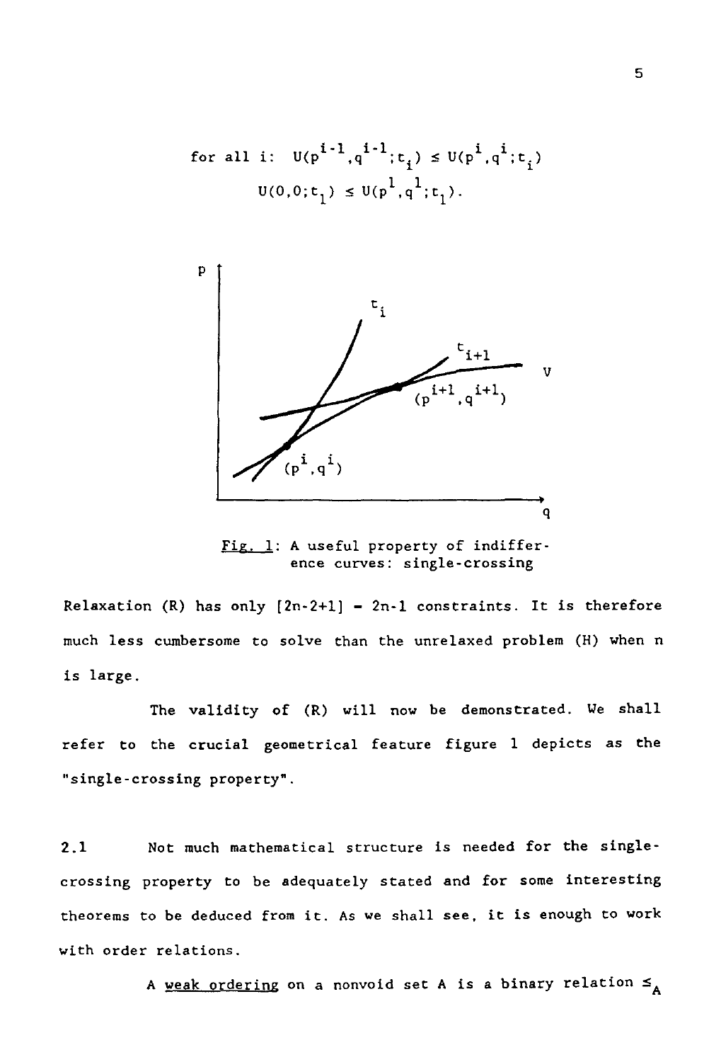$$\text{for all } i: \quad U(p^{i-1},q^{i-1};t_i) \le U(p^i,q^i;t_i)$$

$$U(0,0;t_1) \le U(p^1,q^1;t_1).$$

Fig. 1: A useful property of indifference curves: single-crossing

Relaxation (R) has only $[2n-2+1] = 2n-1$ constraints. It is therefore much less cumbersome to solve than the unrelaxed problem (H) when n is large.

The validity of (R) will now be demonstrated. We shall refer to the crucial geometrical feature figure 1 depicts as the "single-crossing property".

2.1 Not much mathematical structure is needed for the single-crossing property to be adequately stated and for some interesting theorems to be deduced from it. As we shall see, it is enough to work with order relations.

A *weak ordering* on a nonvoid set A is a binary relation $\le_A$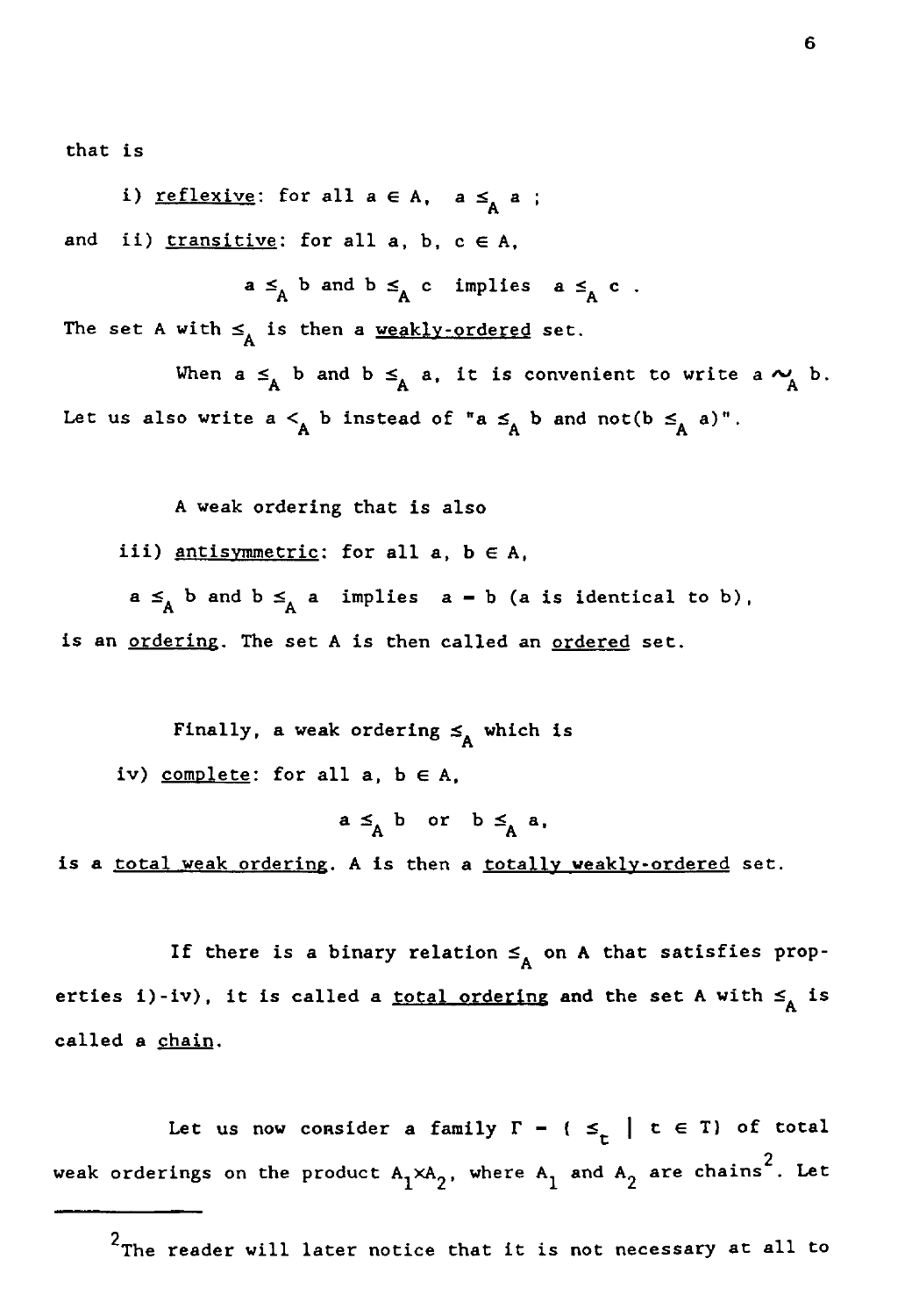that is

i) reflexive: for all $a \in A$, $a \leq_A a$ ;

and ii) transitive: for all $a, b, c \in A$,

$$a \leq_A b \text{ and } b \leq_A c \text{ implies } a \leq_A c .$$

The set A with $\leq_A$ is then a weakly-ordered set.

When $a \leq_A b$ and $b \leq_A a$, it is convenient to write $a \sim_A b$. Let us also write $a <_A b$ instead of "$a \leq_A b$ and not$(b \leq_A a)$".

A weak ordering that is also

iii) antisymmetric: for all $a, b \in A$,

$a \leq_A b$ and $b \leq_A a$ implies $a = b$ (a is identical to b),

is an ordering. The set A is then called an ordered set.

Finally, a weak ordering $\leq_A$ which is

iv) complete: for all $a, b \in A$,

$$a \leq_A b \quad \text{or} \quad b \leq_A a,$$

is a total weak ordering. A is then a totally weakly-ordered set.

If there is a binary relation $\leq_A$ on A that satisfies properties i)-iv), it is called a total ordering and the set A with $\leq_A$ is called a chain.

Let us now consider a family $\Gamma = \{ \leq_t \mid t \in T\}$ of total weak orderings on the product $A_1 \times A_2$, where $A_1$ and $A_2$ are chains[2]. Let

---

[2] The reader will later notice that it is not necessary at all to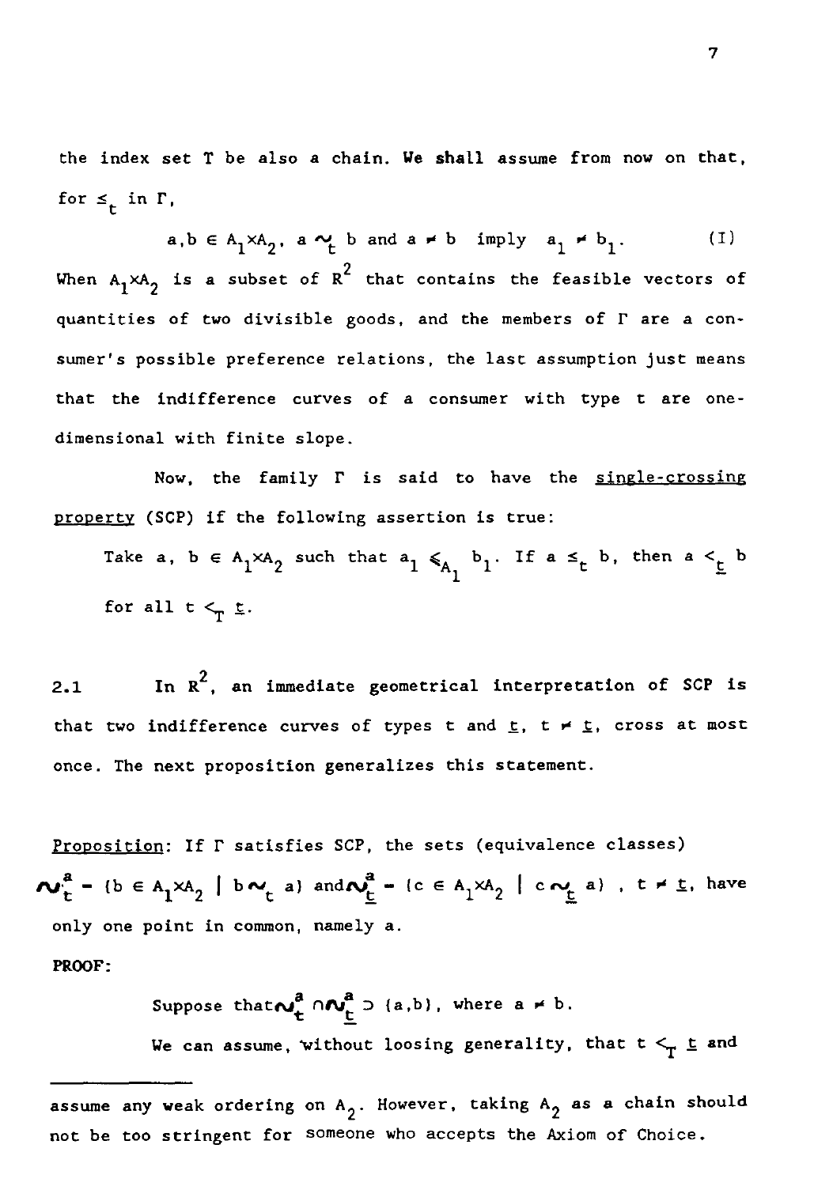the index set T be also a chain. We shall assume from now on that, for $\leq_t$ in $\Gamma$,

$$a,b \in A_1 \times A_2,\ a \sim_t b \text{ and } a \neq b \text{ imply } a_1 \neq b_1. \qquad \text{(I)}$$

When $A_1 \times A_2$ is a subset of $R^2$ that contains the feasible vectors of quantities of two divisible goods, and the members of $\Gamma$ are a consumer's possible preference relations, the last assumption just means that the indifference curves of a consumer with type t are one-dimensional with finite slope.

Now, the family $\Gamma$ is said to have the <u>single-crossing property</u> (SCP) if the following assertion is true:

> Take a, b $\in A_1 \times A_2$ such that $a_1 \leqslant_{A_1} b_1$. If $a \leq_t b$, then $a <_{\underline{t}} b$ for all $t <_T \underline{t}$.

2.1 In $R^2$, an immediate geometrical interpretation of SCP is that two indifference curves of types t and $\underline{t}$, $t \neq \underline{t}$, cross at most once. The next proposition generalizes this statement.

<u>Proposition</u>: If $\Gamma$ satisfies SCP, the sets (equivalence classes) $\sim_t^a = \{b \in A_1 \times A_2 \mid b \sim_t a\}$ and $\sim_{\underline{t}}^a = \{c \in A_1 \times A_2 \mid c \sim_{\underline{t}} a\}$, $t \neq \underline{t}$, have only one point in common, namely a.

**PROOF:**

Suppose that $\sim_t^a \cap \sim_{\underline{t}}^a \supset \{a,b\}$, where $a \neq b$.

We can assume, without loosing generality, that $t <_T \underline{t}$ and

---

assume any weak ordering on $A_2$. However, taking $A_2$ as a chain should not be too stringent for someone who accepts the Axiom of Choice.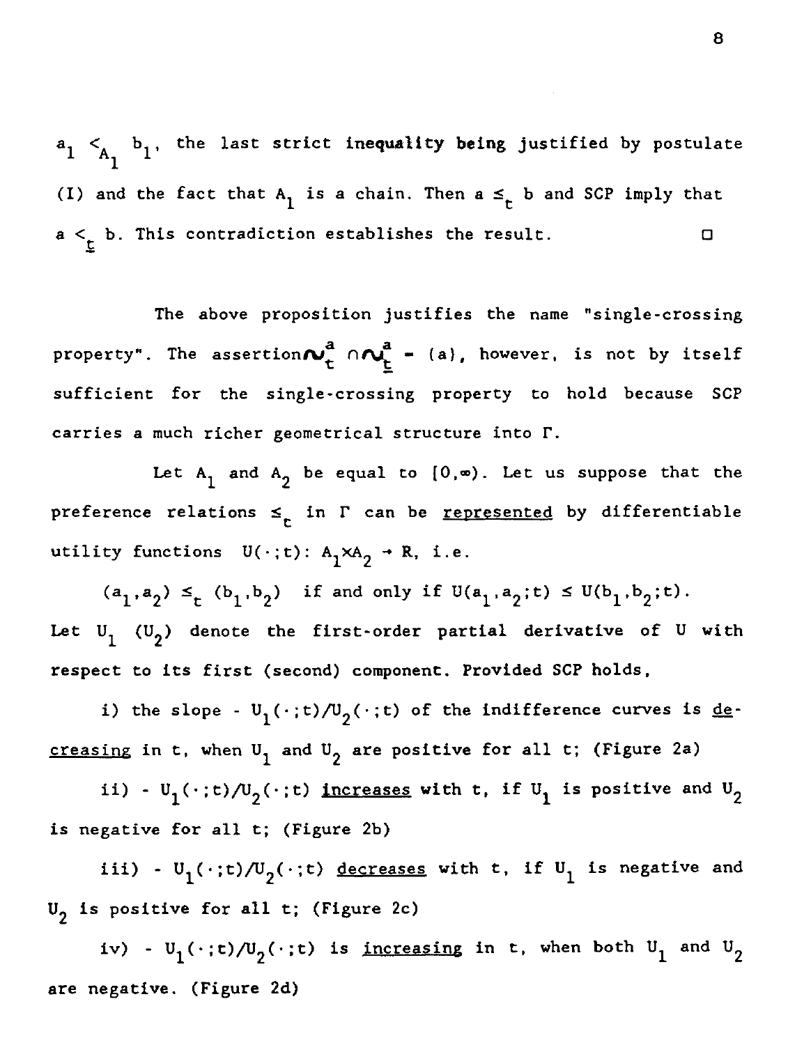$a_1 <_{A_1} b_1$, the last strict inequality being justified by postulate (I) and the fact that $A_1$ is a chain. Then $a \leq_t b$ and SCP imply that $a <_{\underline{t}} b$. This contradiction establishes the result. □

The above proposition justifies the name "single-crossing property". The assertion $\sim_t^a \cap \sim_{\underline{t}}^a = \{a\}$, however, is not by itself sufficient for the single-crossing property to hold because SCP carries a much richer geometrical structure into Γ.

Let $A_1$ and $A_2$ be equal to $[0,\infty)$. Let us suppose that the preference relations $\leq_t$ in Γ can be <u>represented</u> by differentiable utility functions $U(\cdot;t)$: $A_1 \times A_2 \to \mathbb{R}$, i.e.

$(a_1,a_2) \leq_t (b_1,b_2)$ if and only if $U(a_1,a_2;t) \leq U(b_1,b_2;t)$.

Let $U_1$ ($U_2$) denote the first-order partial derivative of U with respect to its first (second) component. Provided SCP holds,

i) the slope $-U_1(\cdot;t)/U_2(\cdot;t)$ of the indifference curves is <u>decreasing</u> in t, when $U_1$ and $U_2$ are positive for all t; (Figure 2a)

ii) $-U_1(\cdot;t)/U_2(\cdot;t)$ <u>increases</u> with t, if $U_1$ is positive and $U_2$ is negative for all t; (Figure 2b)

iii) $-U_1(\cdot;t)/U_2(\cdot;t)$ <u>decreases</u> with t, if $U_1$ is negative and $U_2$ is positive for all t; (Figure 2c)

iv) $-U_1(\cdot;t)/U_2(\cdot;t)$ is <u>increasing</u> in t, when both $U_1$ and $U_2$ are negative. (Figure 2d)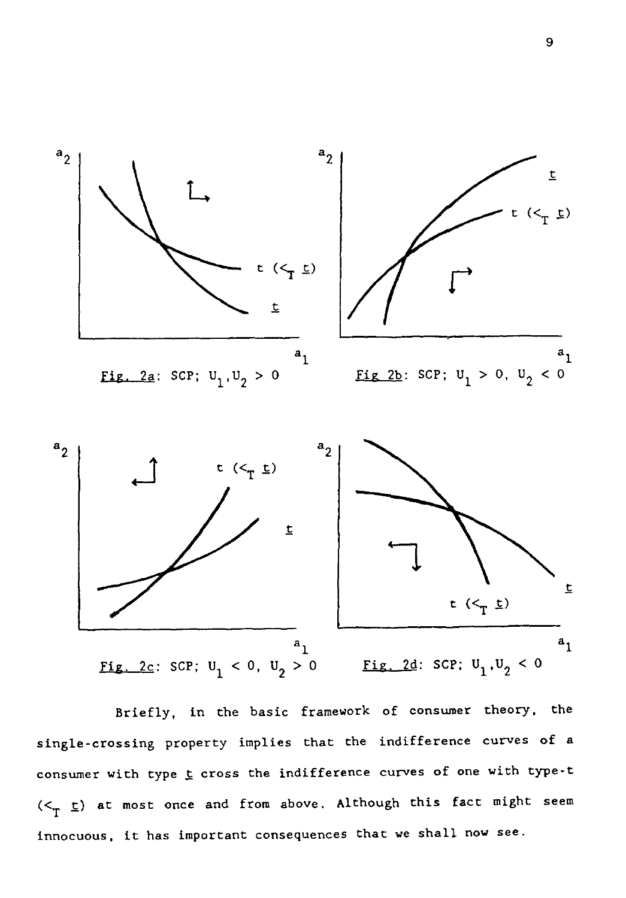Fig. 2a: SCP; $U_1, U_2 > 0$

Fig 2b: SCP; $U_1 > 0$, $U_2 < 0$

Fig. 2c: SCP; $U_1 < 0$, $U_2 > 0$

Fig. 2d: SCP; $U_1, U_2 < 0$

Briefly, in the basic framework of consumer theory, the single-crossing property implies that the indifference curves of a consumer with type $\underline{t}$ cross the indifference curves of one with type-t ($<_T \underline{t}$) at most once and from above. Although this fact might seem innocuous, it has important consequences that we shall now see.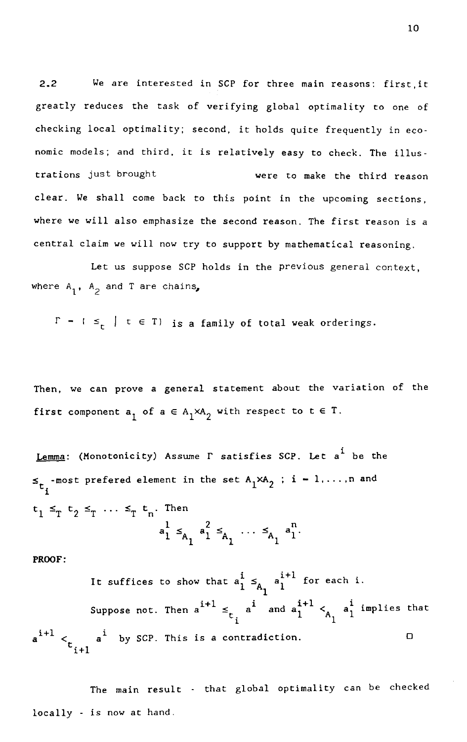2.2 We are interested in SCP for three main reasons: first, it greatly reduces the task of verifying global optimality to one of checking local optimality; second, it holds quite frequently in economic models; and third, it is relatively easy to check. The illustrations just brought were to make the third reason clear. We shall come back to this point in the upcoming sections, where we will also emphasize the second reason. The first reason is a central claim we will now try to support by mathematical reasoning.

Let us suppose SCP holds in the previous general context, where $A_1$, $A_2$ and $T$ are chains,

$\Gamma = \{ \leq_t \mid t \in T \}$ is a family of total weak orderings.

Then, we can prove a general statement about the variation of the first component $a_1$ of $a \in A_1 \times A_2$ with respect to $t \in T$.

<u>Lemma</u>: (Monotonicity) Assume $\Gamma$ satisfies SCP. Let $a^i$ be the $\leq_{t_i}$-most prefered element in the set $A_1 \times A_2$ ; $i = 1,\ldots,n$ and $t_1 \leq_T t_2 \leq_T \cdots \leq_T t_n$. Then

$$a_1^1 \leq_{A_1} a_1^2 \leq_{A_1} \cdots \leq_{A_1} a_1^n.$$

**PROOF:**

It suffices to show that $a_1^i \leq_{A_1} a_1^{i+1}$ for each i.

Suppose not. Then $a^{i+1} \leq_{t_i} a^i$ and $a_1^{i+1} <_{A_1} a_1^i$ implies that $a^{i+1} <_{t_{i+1}} a^i$ by SCP. This is a contradiction. □

The main result - that global optimality can be checked locally - is now at hand.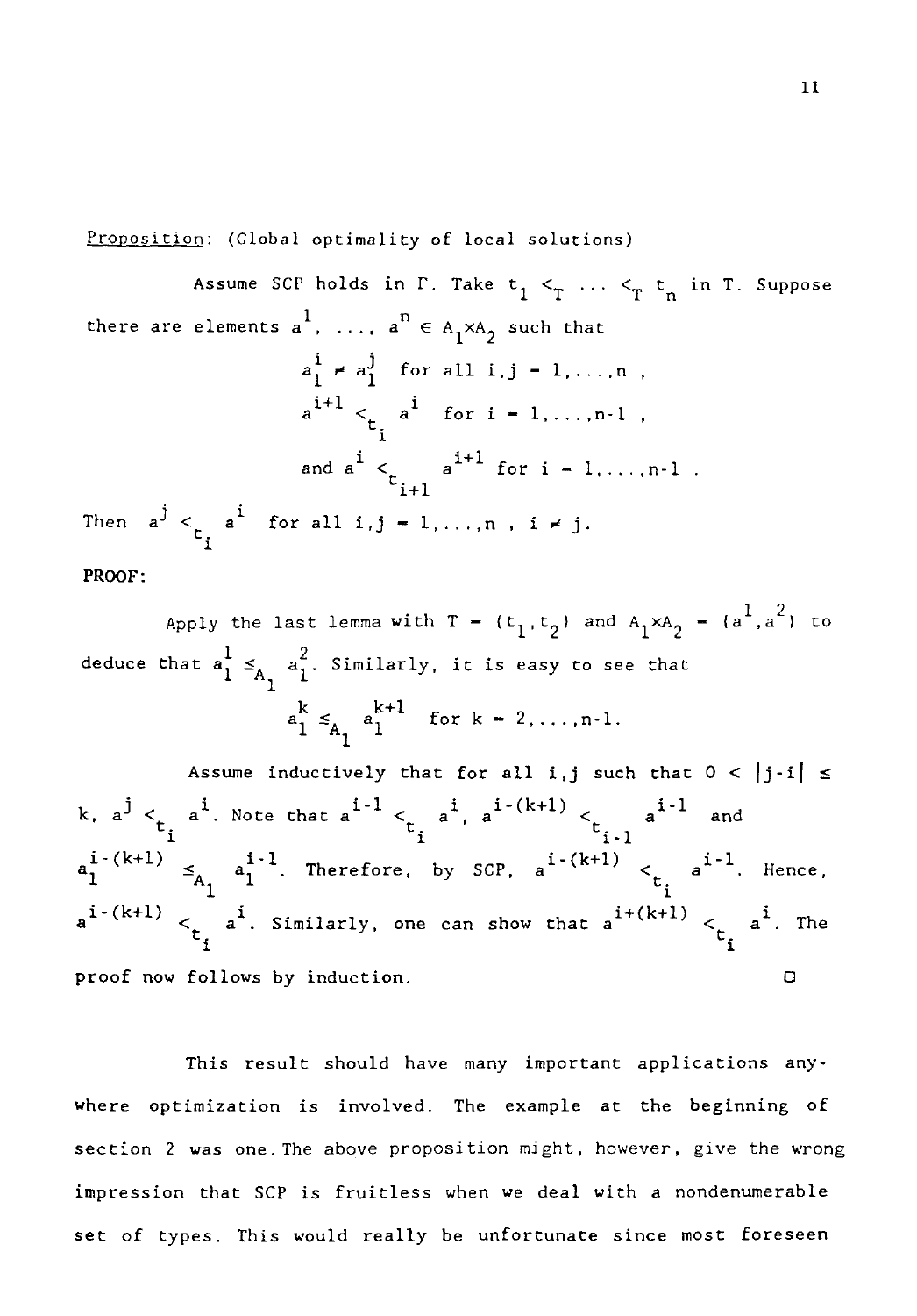<u>Proposition</u>: (Global optimality of local solutions)

Assume SCP holds in $\Gamma$. Take $t_1 <_T \cdots <_T t_n$ in T. Suppose there are elements $a^1, \ldots, a^n \in A_1 \times A_2$ such that

$$a_1^i \neq a_1^j \quad \text{for all } i,j = 1,\ldots,n ,$$

$$a^{i+1} <_{t_i} a^i \quad \text{for } i = 1,\ldots,n\text{-}1 ,$$

$$\text{and } a^i <_{t_{i+1}} a^{i+1} \text{ for } i = 1,\ldots,n\text{-}1 .$$

Then $a^j <_{t_i} a^i$ for all $i,j = 1,\ldots,n$, $i \neq j$.

**PROOF**:

Apply the last lemma with $T = \{t_1,t_2\}$ and $A_1 \times A_2 = \{a^1,a^2\}$ to deduce that $a_1^1 \leq_{A_1} a_1^2$. Similarly, it is easy to see that

$$a_1^k \leq_{A_1} a_1^{k+1} \quad \text{for } k = 2,\ldots,n\text{-}1.$$

Assume inductively that for all i,j such that $0 < |j-i| \leq k$, $a^j <_{t_i} a^i$. Note that $a^{i-1} <_{t_i} a^i$, $a^{i-(k+1)} <_{t_{i-1}} a^{i-1}$ and $a_1^{i-(k+1)} \leq_{A_1} a_1^{i-1}$. Therefore, by SCP, $a^{i-(k+1)} <_{t_i} a^{i-1}$. Hence, $a^{i-(k+1)} <_{t_i} a^i$. Similarly, one can show that $a^{i+(k+1)} <_{t_i} a^i$. The proof now follows by induction. □

This result should have many important applications anywhere optimization is involved. The example at the beginning of section 2 was one. The above proposition might, however, give the wrong impression that SCP is fruitless when we deal with a nondenumerable set of types. This would really be unfortunate since most foreseen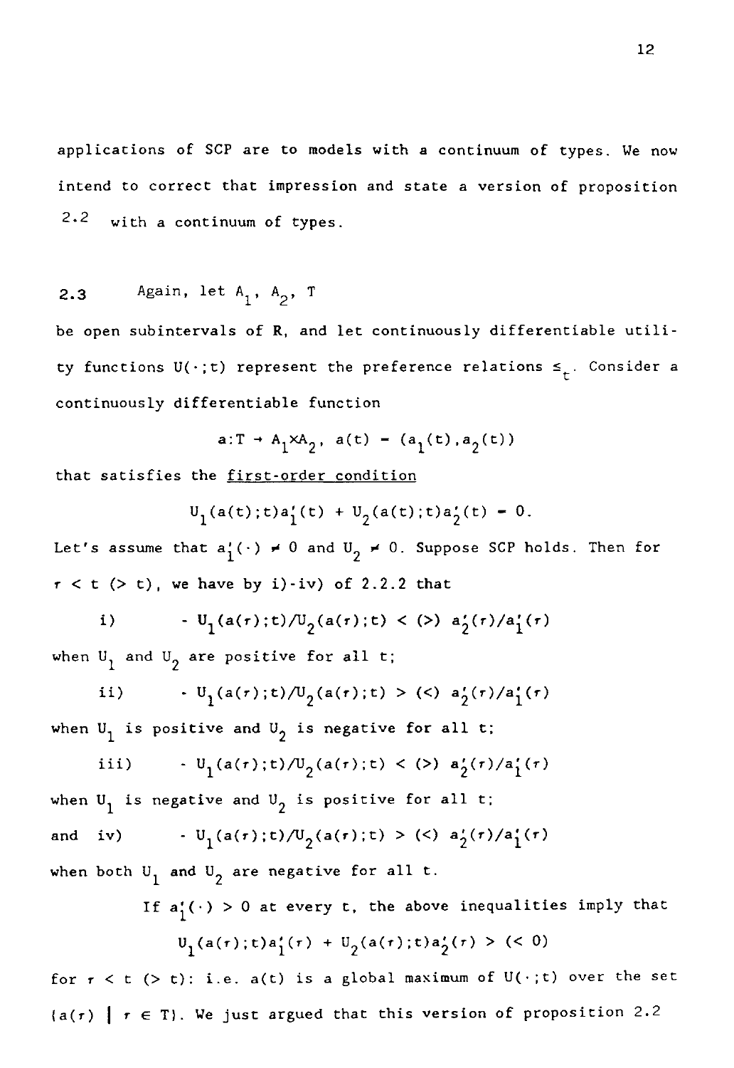applications of SCP are to models with a continuum of types. We now intend to correct that impression and state a version of proposition 2.2 with a continuum of types.

**2.3** Again, let $A_1$, $A_2$, $T$ be open subintervals of **R**, and let continuously differentiable utility functions $U(\cdot;t)$ represent the preference relations $\leq_t$. Consider a continuously differentiable function

$$a:T \to A_1 \times A_2, \; a(t) = (a_1(t), a_2(t))$$

that satisfies the <u>first-order condition</u>

$$U_1(a(t);t)a_1'(t) + U_2(a(t);t)a_2'(t) = 0.$$

Let's assume that $a_1'(\cdot) \neq 0$ and $U_2 \neq 0$. Suppose SCP holds. Then for $\tau < t$ ($> t$), we have by i)-iv) of 2.2.2 that

i) $$-U_1(a(\tau);t)/U_2(a(\tau);t) < (>) \; a_2'(\tau)/a_1'(\tau)$$

when $U_1$ and $U_2$ are positive for all t;

ii) $$-U_1(a(\tau);t)/U_2(a(\tau);t) > (<) \; a_2'(\tau)/a_1'(\tau)$$

when $U_1$ is positive and $U_2$ is negative for all t;

iii) $$-U_1(a(\tau);t)/U_2(a(\tau);t) < (>) \; a_2'(\tau)/a_1'(\tau)$$

when $U_1$ is negative and $U_2$ is positive for all t;

and iv) $$-U_1(a(\tau);t)/U_2(a(\tau);t) > (<) \; a_2'(\tau)/a_1'(\tau)$$

when both $U_1$ and $U_2$ are negative for all t.

If $a_1'(\cdot) > 0$ at every t, the above inequalities imply that

$$U_1(a(\tau);t)a_1'(\tau) + U_2(a(\tau);t)a_2'(\tau) > (< 0)$$

for $\tau < t$ ($> t$): i.e. $a(t)$ is a global maximum of $U(\cdot;t)$ over the set $\{a(\tau) \mid \tau \in T\}$. We just argued that this version of proposition 2.2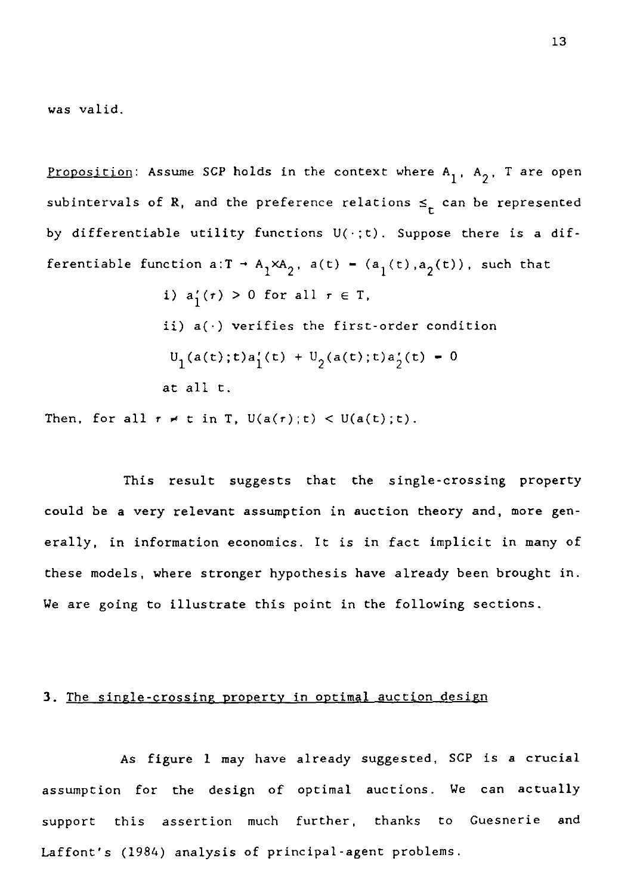was valid.

Proposition: Assume SCP holds in the context where $A_1$, $A_2$, T are open subintervals of R, and the preference relations $\leq_t$ can be represented by differentiable utility functions $U(\cdot;t)$. Suppose there is a differentiable function $a:T \rightarrow A_1 \times A_2$, $a(t) = (a_1(t), a_2(t))$, such that

i) $a_1'(\tau) > 0$ for all $\tau \in T$,

ii) $a(\cdot)$ verifies the first-order condition

$U_1(a(t);t)a_1'(t) + U_2(a(t);t)a_2'(t) = 0$

at all t.

Then, for all $\tau \neq t$ in T, $U(a(\tau);t) < U(a(t);t)$.

This result suggests that the single-crossing property could be a very relevant assumption in auction theory and, more generally, in information economics. It is in fact implicit in many of these models, where stronger hypothesis have already been brought in. We are going to illustrate this point in the following sections.

## 3. The single-crossing property in optimal auction design

As figure 1 may have already suggested, SCP is a crucial assumption for the design of optimal auctions. We can actually support this assertion much further, thanks to Guesnerie and Laffont's (1984) analysis of principal-agent problems.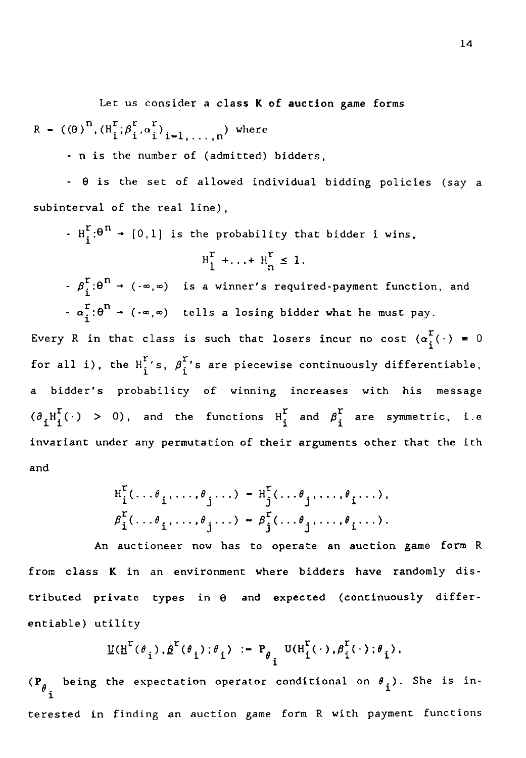Let us consider a class **K of auction game forms** $R = ((\Theta)^n, (H_i^r; \beta_i^r, \alpha_i^r)_{i=1,\ldots,n})$ where

- n is the number of (admitted) bidders,

- $\Theta$ is the set of allowed individual bidding policies (say a subinterval of the real line),

- $H_i^r : \Theta^n \to [0,1]$ is the probability that bidder i wins,

$$H_1^r + \ldots + H_n^r \leq 1.$$

- $\beta_i^r : \Theta^n \to (-\infty, \infty)$ is a winner's required-payment function, and

- $\alpha_i^r : \Theta^n \to (-\infty, \infty)$ tells a losing bidder what he must pay.

Every R in that class is such that losers incur no cost ($\alpha_i^r(\cdot) = 0$ for all i), the $H_i^r$'s, $\beta_i^r$'s are piecewise continuously differentiable, a bidder's probability of winning increases with his message ($\partial_i H_i^r(\cdot) > 0$), and the functions $H_i^r$ and $\beta_i^r$ are symmetric, i.e invariant under any permutation of their arguments other that the ith and

$$H_i^r(\ldots\theta_i,\ldots,\theta_j\ldots) = H_j^r(\ldots\theta_j,\ldots,\theta_i\ldots),$$
$$\beta_i^r(\ldots\theta_i,\ldots,\theta_j\ldots) = \beta_j^r(\ldots\theta_j,\ldots,\theta_i\ldots).$$

An auctioneer now has to operate an auction game form R from class **K** in an environment where bidders have randomly distributed private types in $\Theta$ and expected (continuously differentiable) utility

$$\underline{U}(\underline{H}^r(\theta_i), \underline{\beta}^r(\theta_i); \theta_i) := P_{\theta_i} U(H_i^r(\cdot), \beta_i^r(\cdot); \theta_i),$$

($P_{\theta_i}$ being the expectation operator conditional on $\theta_i$). She is interested in finding an auction game form R with payment functions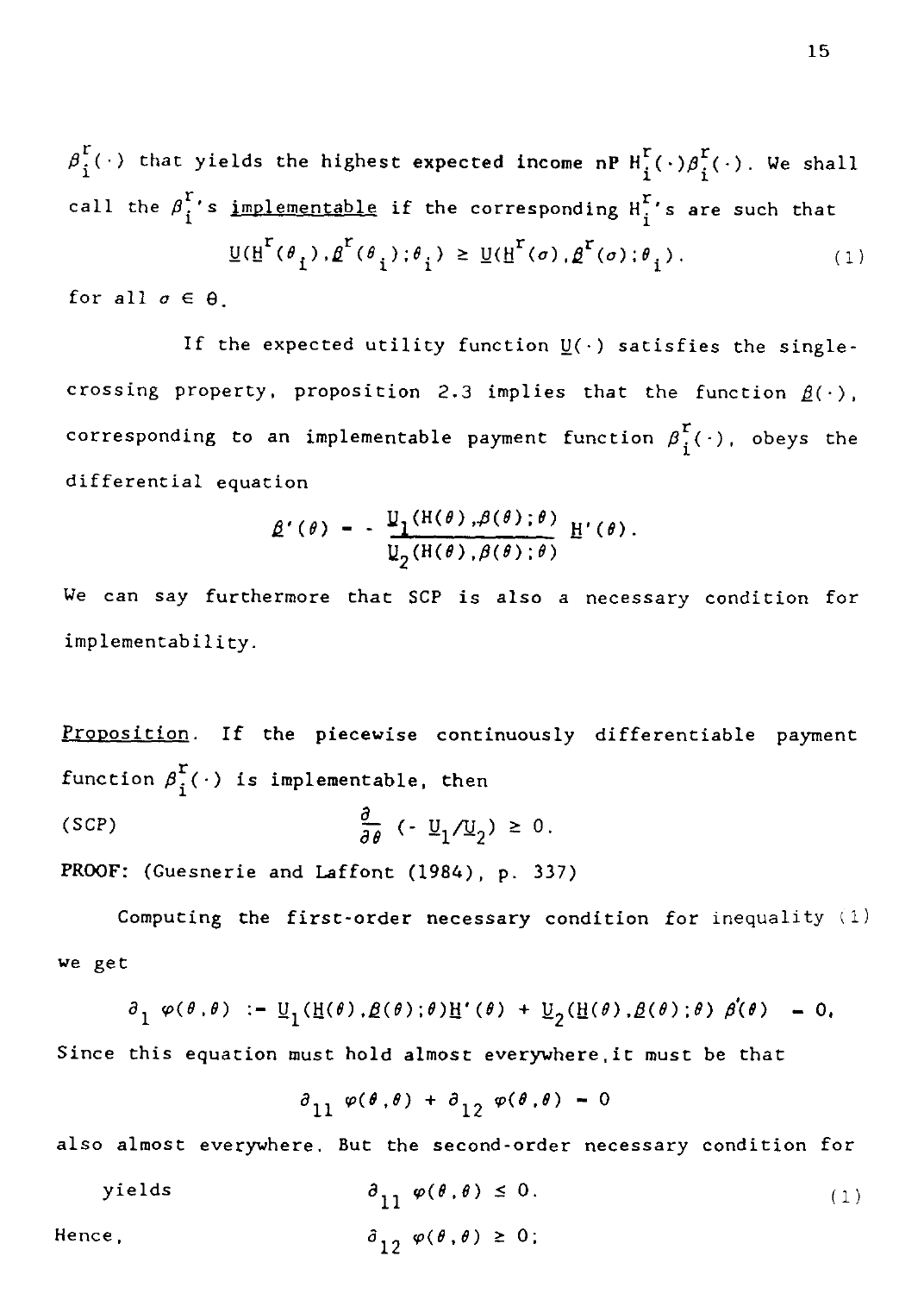$\beta_i^r(\cdot)$ that yields the highest expected income $nP\ H_i^r(\cdot)\beta_i^r(\cdot)$. We shall call the $\beta_i^r$'s <u>implementable</u> if the corresponding $H_i^r$'s are such that

$$\underline{U}(\underline{H}^r(\theta_i),\underline{\beta}^r(\theta_i);\theta_i) \geq \underline{U}(\underline{H}^r(\sigma),\underline{\beta}^r(\sigma);\theta_i). \tag{1}$$

for all $\sigma \in \Theta$.

If the expected utility function $\underline{U}(\cdot)$ satisfies the single-crossing property, proposition 2.3 implies that the function $\underline{\beta}(\cdot)$, corresponding to an implementable payment function $\beta_i^r(\cdot)$, obeys the differential equation

$$\underline{\beta}'(\theta) = - \frac{\underline{U}_1(H(\theta),\beta(\theta);\theta)}{\underline{U}_2(H(\theta),\beta(\theta);\theta)}\ \underline{H}'(\theta).$$

We can say furthermore that SCP is also a necessary condition for implementability.

<u>Proposition</u>. If the piecewise continuously differentiable payment function $\beta_i^r(\cdot)$ is implementable, then

$$\text{(SCP)} \qquad \frac{\partial}{\partial\theta}\ (-\ \underline{U}_1/\underline{U}_2) \geq 0.$$

**PROOF:** (Guesnerie and Laffont (1984), p. 337)

Computing the first-order necessary condition for inequality (1) we get

$$\partial_1\ \varphi(\theta,\theta)\ := \underline{U}_1(\underline{H}(\theta),\underline{\beta}(\theta);\theta)\underline{H}'(\theta) + \underline{U}_2(\underline{H}(\theta),\underline{\beta}(\theta);\theta)\ \beta'(\theta)\ = 0,$$

Since this equation must hold almost everywhere, it must be that

$$\partial_{11}\ \varphi(\theta,\theta) + \partial_{12}\ \varphi(\theta,\theta) = 0$$

also almost everywhere. But the second-order necessary condition for yields

$$\partial_{11}\ \varphi(\theta,\theta) \leq 0. \tag{1}$$

Hence,

$$\partial_{12}\ \varphi(\theta,\theta) \geq 0;$$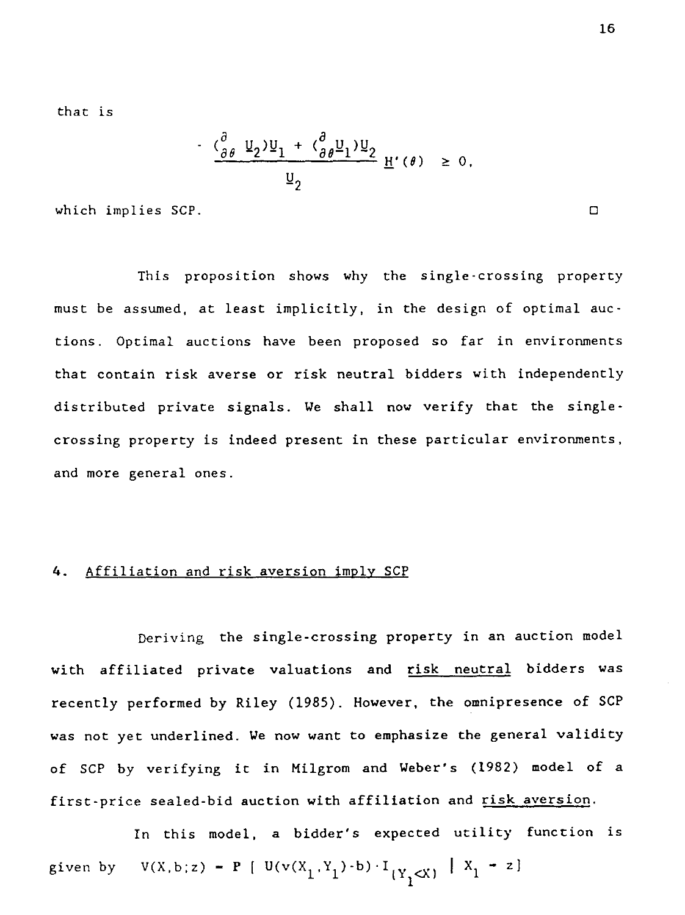that is

$$- \frac{(\frac{\partial}{\partial\theta} \underline{U}_2)\underline{U}_1 + (\frac{\partial}{\partial\theta}\underline{U}_1)\underline{U}_2}{\underline{U}_2} \underline{H}'(\theta) \geq 0,$$

which implies SCP. □

This proposition shows why the single-crossing property must be assumed, at least implicitly, in the design of optimal auctions. Optimal auctions have been proposed so far in environments that contain risk averse or risk neutral bidders with independently distributed private signals. We shall now verify that the single-crossing property is indeed present in these particular environments, and more general ones.

## 4. Affiliation and risk aversion imply SCP

Deriving the single-crossing property in an auction model with affiliated private valuations and risk neutral bidders was recently performed by Riley (1985). However, the omnipresence of SCP was not yet underlined. We now want to emphasize the general validity of SCP by verifying it in Milgrom and Weber's (1982) model of a first-price sealed-bid auction with affiliation and risk aversion.

In this model, a bidder's expected utility function is given by $V(X,b;z) = \mathbf{P}\ [\ U(v(X_1,Y_1)-b)\cdot I_{(Y_1<X)}\ \mid X_1 = z]$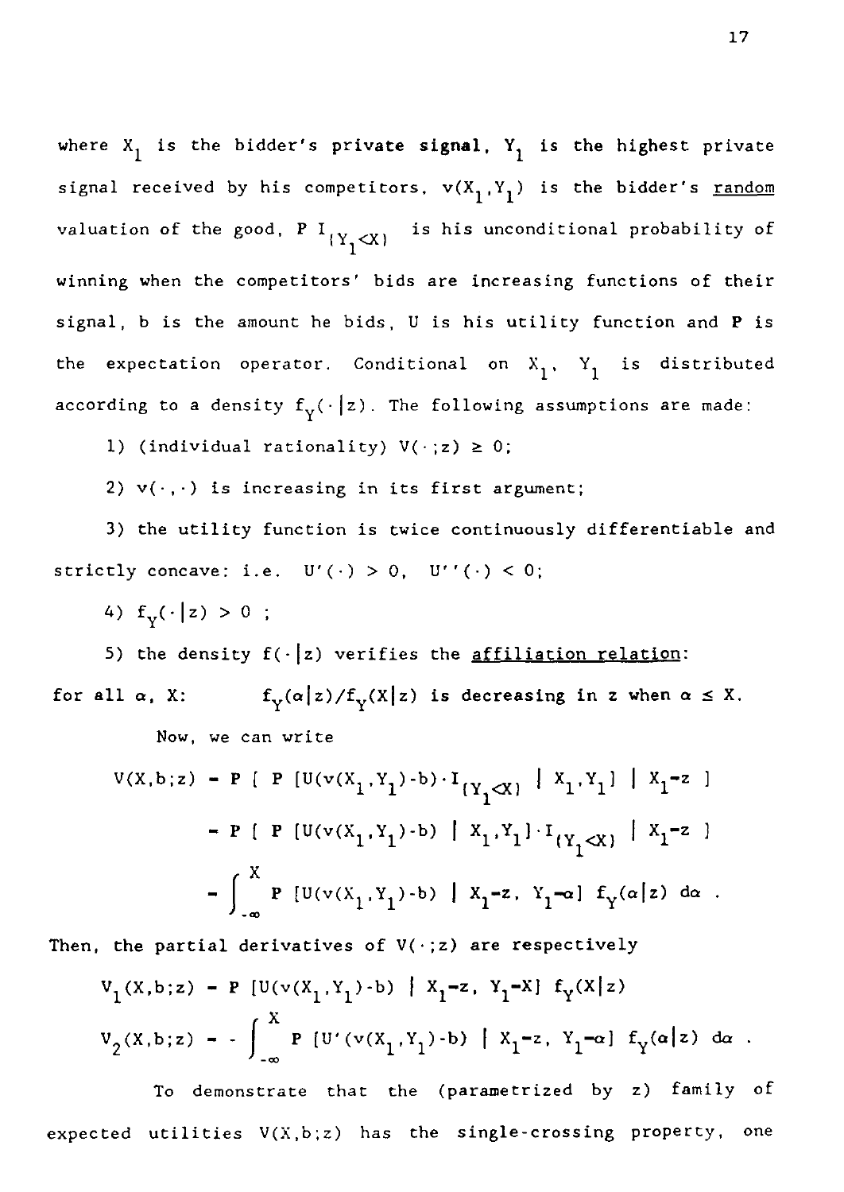where $X_1$ is the bidder's private **signal**, $Y_1$ is the highest private signal received by his competitors, $v(X_1,Y_1)$ is the bidder's <u>random</u> valuation of the good, $\mathbf{P}\, I_{\{Y_1<X\}}$ is his unconditional probability of winning when the competitors' bids are increasing functions of their signal, b is the amount he bids, U is his utility function and **P** is the expectation operator. Conditional on $X_1$, $Y_1$ is distributed according to a density $f_Y(\cdot|z)$. The following assumptions are made:

1) (individual rationality) $V(\cdot;z) \geq 0$;

2) $v(\cdot,\cdot)$ is increasing in its first argument;

3) the utility function is twice continuously differentiable and strictly concave: i.e. $U'(\cdot) > 0$, $U''(\cdot) < 0$;

4) $f_Y(\cdot|z) > 0$ ;

5) the density $f(\cdot|z)$ verifies the <u>affiliation relation</u>:

for all $\alpha$, X: $\quad f_Y(\alpha|z)/f_Y(X|z)$ is decreasing in z when $\alpha \leq X$.

Now, we can write

$$
\begin{aligned}
V(X,b;z) &= \mathbf{P}\,[\,\mathbf{P}\,[U(v(X_1,Y_1)-b)\cdot I_{\{Y_1<X\}} \mid X_1,Y_1] \mid X_1=z\,] \\
&= \mathbf{P}\,[\,\mathbf{P}\,[U(v(X_1,Y_1)-b) \mid X_1,Y_1]\cdot I_{\{Y_1<X\}} \mid X_1=z\,] \\
&= \int_{-\infty}^{X} \mathbf{P}\,[U(v(X_1,Y_1)-b) \mid X_1=z,\ Y_1=\alpha]\ f_Y(\alpha|z)\, d\alpha\ .
\end{aligned}
$$

Then, the partial derivatives of $V(\cdot;z)$ are respectively

$$
V_1(X,b;z) = \mathbf{P}\,[U(v(X_1,Y_1)-b) \mid X_1=z,\ Y_1=X]\ f_Y(X|z)
$$

$$
V_2(X,b;z) = -\int_{-\infty}^{X} \mathbf{P}\,[U'(v(X_1,Y_1)-b) \mid X_1=z,\ Y_1=\alpha]\ f_Y(\alpha|z)\, d\alpha\ .
$$

To demonstrate that the (parametrized by z) family of expected utilities $V(X,b;z)$ has the single-crossing property, one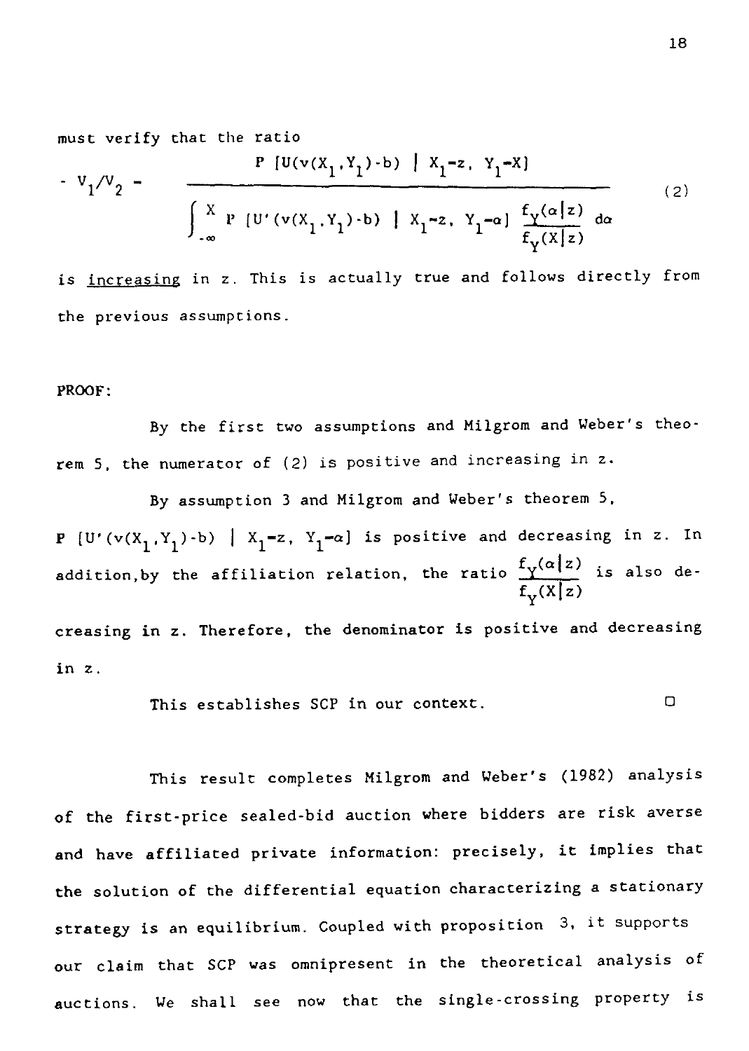must verify that the ratio

$$- V_1/V_2 = \frac{P\,[U(v(X_1,Y_1)-b) \mid X_1=z,\ Y_1=X]}{\int_{-\infty}^{X} P\,[U'(v(X_1,Y_1)-b) \mid X_1=z,\ Y_1=\alpha]\ \frac{f_Y(\alpha|z)}{f_Y(X|z)}\ d\alpha} \tag{2}$$

is <u>increasing</u> in z. This is actually true and follows directly from the previous assumptions.

**PROOF:**

By the first two assumptions and Milgrom and Weber's theorem 5, the numerator of (2) is positive and increasing in z.

By assumption 3 and Milgrom and Weber's theorem 5, $P\,[U'(v(X_1,Y_1)-b) \mid X_1=z,\ Y_1=\alpha]$ is positive and decreasing in z. In addition, by the affiliation relation, the ratio $\frac{f_Y(\alpha|z)}{f_Y(X|z)}$ is also decreasing in z. Therefore, the denominator is positive and decreasing in z.

This establishes SCP in our context. □

This result completes Milgrom and Weber's (1982) analysis of the first-price sealed-bid auction where bidders are risk averse and have affiliated private information: precisely, it implies that the solution of the differential equation characterizing a stationary strategy is an equilibrium. Coupled with proposition 3, it supports our claim that SCP was omnipresent in the theoretical analysis of auctions. We shall see now that the single-crossing property is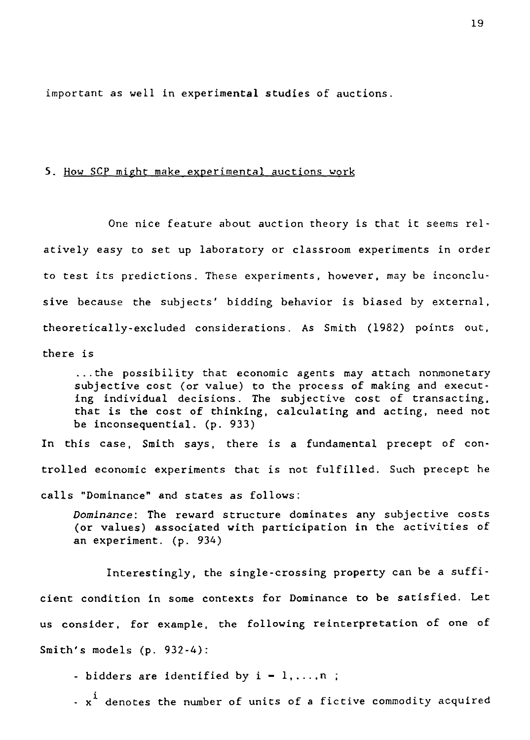important as well in experimental studies of auctions.

## 5. How SCP might make experimental auctions work

One nice feature about auction theory is that it seems relatively easy to set up laboratory or classroom experiments in order to test its predictions. These experiments, however, may be inconclusive because the subjects' bidding behavior is biased by external, theoretically-excluded considerations. As Smith (1982) points out, there is

> ...the possibility that economic agents may attach nonmonetary subjective cost (or value) to the process of making and executing individual decisions. The subjective cost of transacting, that is the cost of thinking, calculating and acting, need not be inconsequential. (p. 933)

In this case, Smith says, there is a fundamental precept of controlled economic experiments that is not fulfilled. Such precept he calls "Dominance" and states as follows:

> *Dominance*: The reward structure dominates any subjective costs (or values) associated with participation in the activities of an experiment. (p. 934)

Interestingly, the single-crossing property can be a sufficient condition in some contexts for Dominance to be satisfied. Let us consider, for example, the following reinterpretation of one of Smith's models (p. 932-4):

- bidders are identified by $i = 1,\ldots,n$ ;
- $x^i$ denotes the number of units of a fictive commodity acquired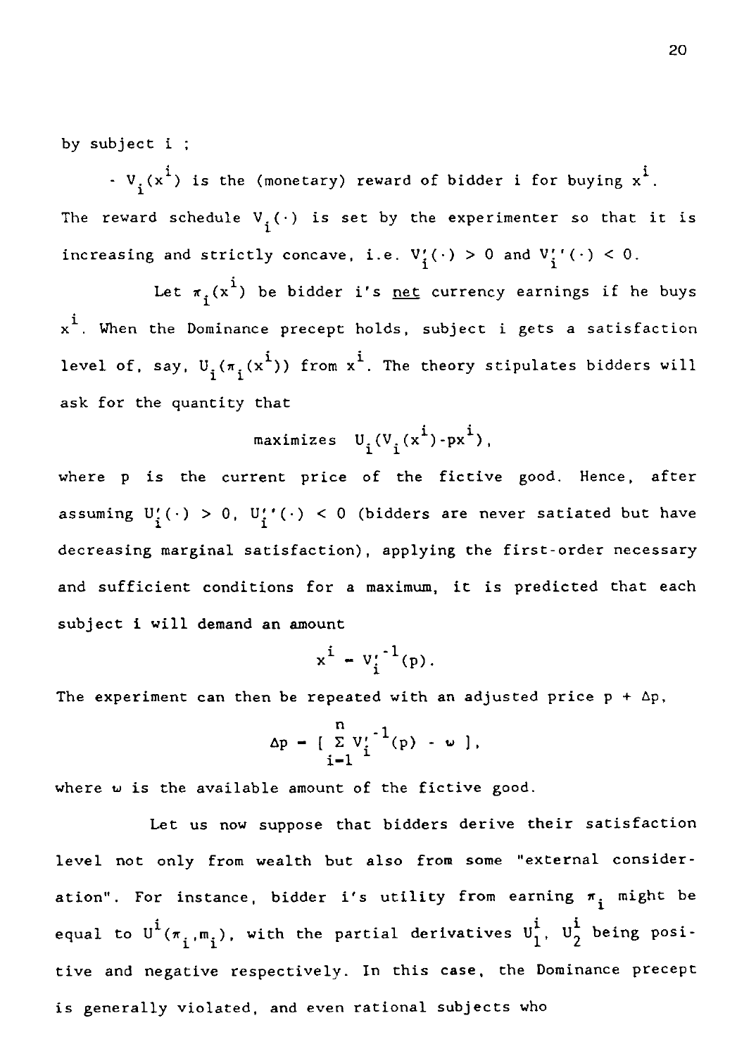by subject i ;

- $V_i(x^i)$ is the (monetary) reward of bidder i for buying $x^i$.

The reward schedule $V_i(\cdot)$ is set by the experimenter so that it is increasing and strictly concave, i.e. $V_i'(\cdot) > 0$ and $V_i''(\cdot) < 0$.

Let $\pi_i(x^i)$ be bidder i's <u>net</u> currency earnings if he buys $x^i$. When the Dominance precept holds, subject i gets a satisfaction level of, say, $U_i(\pi_i(x^i))$ from $x^i$. The theory stipulates bidders will ask for the quantity that

$$\text{maximizes} \quad U_i(V_i(x^i) - px^i),$$

where p is the current price of the fictive good. Hence, after assuming $U_i'(\cdot) > 0$, $U_i''(\cdot) < 0$ (bidders are never satiated but have decreasing marginal satisfaction), applying the first-order necessary and sufficient conditions for a maximum, it is predicted that each subject i will demand an amount

$$x^i = V_i'^{-1}(p).$$

The experiment can then be repeated with an adjusted price $p + \Delta p$,

$$\Delta p = [\sum_{i=1}^{n} V_i'^{-1}(p) - \omega],$$

where $\omega$ is the available amount of the fictive good.

Let us now suppose that bidders derive their satisfaction level not only from wealth but also from some "external consideration". For instance, bidder i's utility from earning $\pi_i$ might be equal to $U^i(\pi_i, m_i)$, with the partial derivatives $U_1^i$, $U_2^i$ being positive and negative respectively. In this case, the Dominance precept is generally violated, and even rational subjects who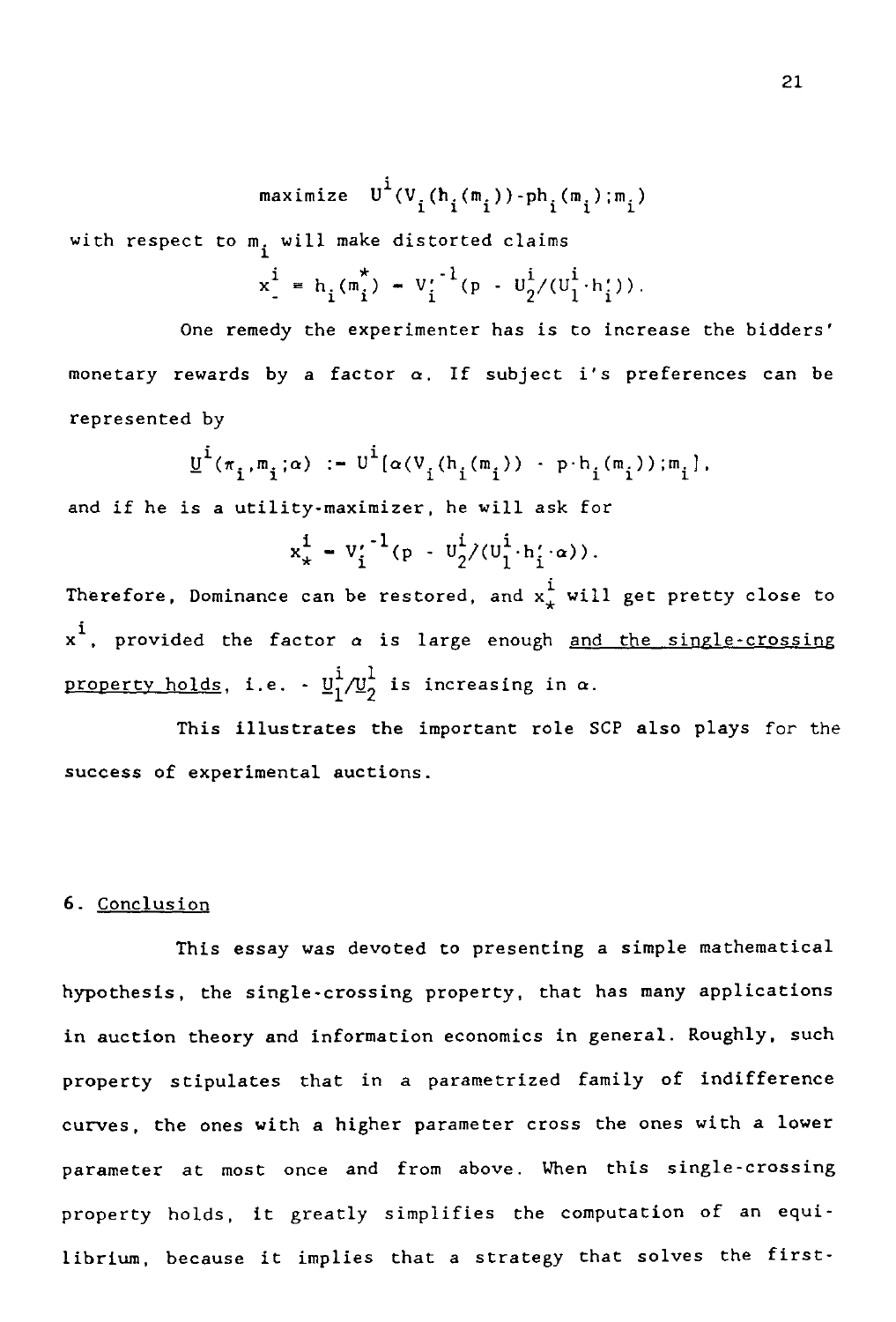$$\text{maximize} \quad U^i(V_i(h_i(m_i)) - ph_i(m_i); m_i)$$

with respect to $m_i$ will make distorted claims

$$x_-^i = h_i(m_i^*) = V_i'^{-1}(p - U_2^i/(U_1^i \cdot h_i')).$$

One remedy the experimenter has is to increase the bidders' monetary rewards by a factor $\alpha$. If subject i's preferences can be represented by

$$\underline{U}^i(\pi_i, m_i; \alpha) := U^i[\alpha(V_i(h_i(m_i)) - p \cdot h_i(m_i)); m_i],$$

and if he is a utility-maximizer, he will ask for

$$x_*^i = V_i'^{-1}(p - U_2^i/(U_1^i \cdot h_i' \cdot \alpha)).$$

Therefore, Dominance can be restored, and $x_*^i$ will get pretty close to $x^i$, provided the factor $\alpha$ is large enough <u>and the single-crossing property holds</u>, i.e. $- \underline{U}_1^i/\underline{U}_2^1$ is increasing in $\alpha$.

This illustrates the important role SCP also plays for the success of experimental auctions.

## 6. Conclusion

This essay was devoted to presenting a simple mathematical hypothesis, the single-crossing property, that has many applications in auction theory and information economics in general. Roughly, such property stipulates that in a parametrized family of indifference curves, the ones with a higher parameter cross the ones with a lower parameter at most once and from above. When this single-crossing property holds, it greatly simplifies the computation of an equilibrium, because it implies that a strategy that solves the first-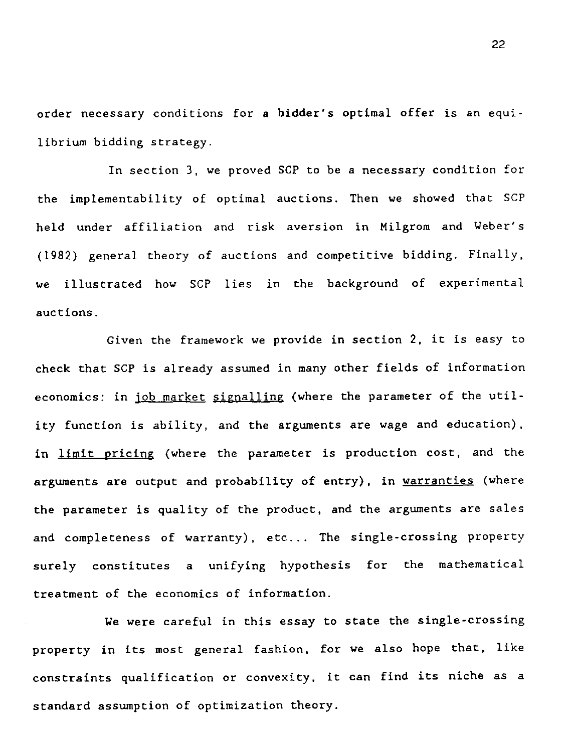order necessary conditions for a bidder's optimal offer is an equilibrium bidding strategy.

In section 3, we proved SCP to be a necessary condition for the implementability of optimal auctions. Then we showed that SCP held under affiliation and risk aversion in Milgrom and Weber's (1982) general theory of auctions and competitive bidding. Finally, we illustrated how SCP lies in the background of experimental auctions.

Given the framework we provide in section 2, it is easy to check that SCP is already assumed in many other fields of information economics: in <u>job market</u> <u>signalling</u> (where the parameter of the utility function is ability, and the arguments are wage and education), in <u>limit pricing</u> (where the parameter is production cost, and the arguments are output and probability of entry), in <u>warranties</u> (where the parameter is quality of the product, and the arguments are sales and completeness of warranty), etc... The single-crossing property surely constitutes a unifying hypothesis for the mathematical treatment of the economics of information.

We were careful in this essay to state the single-crossing property in its most general fashion, for we also hope that, like constraints qualification or convexity, it can find its niche as a standard assumption of optimization theory.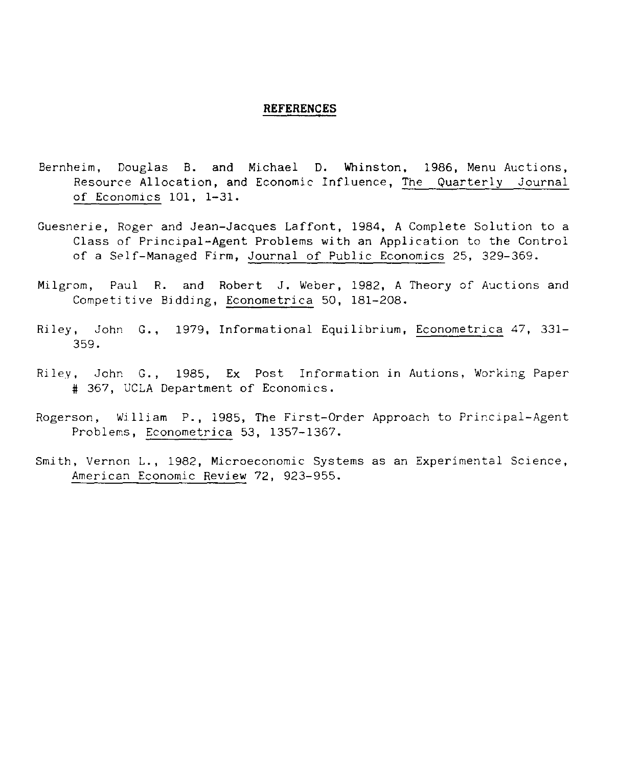## REFERENCES

Bernheim, Douglas B. and Michael D. Whinston, 1986, Menu Auctions, Resource Allocation, and Economic Influence, The Quarterly Journal of Economics 101, 1-31.

Guesnerie, Roger and Jean-Jacques Laffont, 1984, A Complete Solution to a Class of Principal-Agent Problems with an Application to the Control of a Self-Managed Firm, Journal of Public Economics 25, 329-369.

Milgrom, Paul R. and Robert J. Weber, 1982, A Theory of Auctions and Competitive Bidding, Econometrica 50, 181-208.

Riley, John G., 1979, Informational Equilibrium, Econometrica 47, 331-359.

Riley, John G., 1985, Ex Post Information in Autions, Working Paper # 367, UCLA Department of Economics.

Rogerson, William P., 1985, The First-Order Approach to Principal-Agent Problems, Econometrica 53, 1357-1367.

Smith, Vernon L., 1982, Microeconomic Systems as an Experimental Science, American Economic Review 72, 923-955.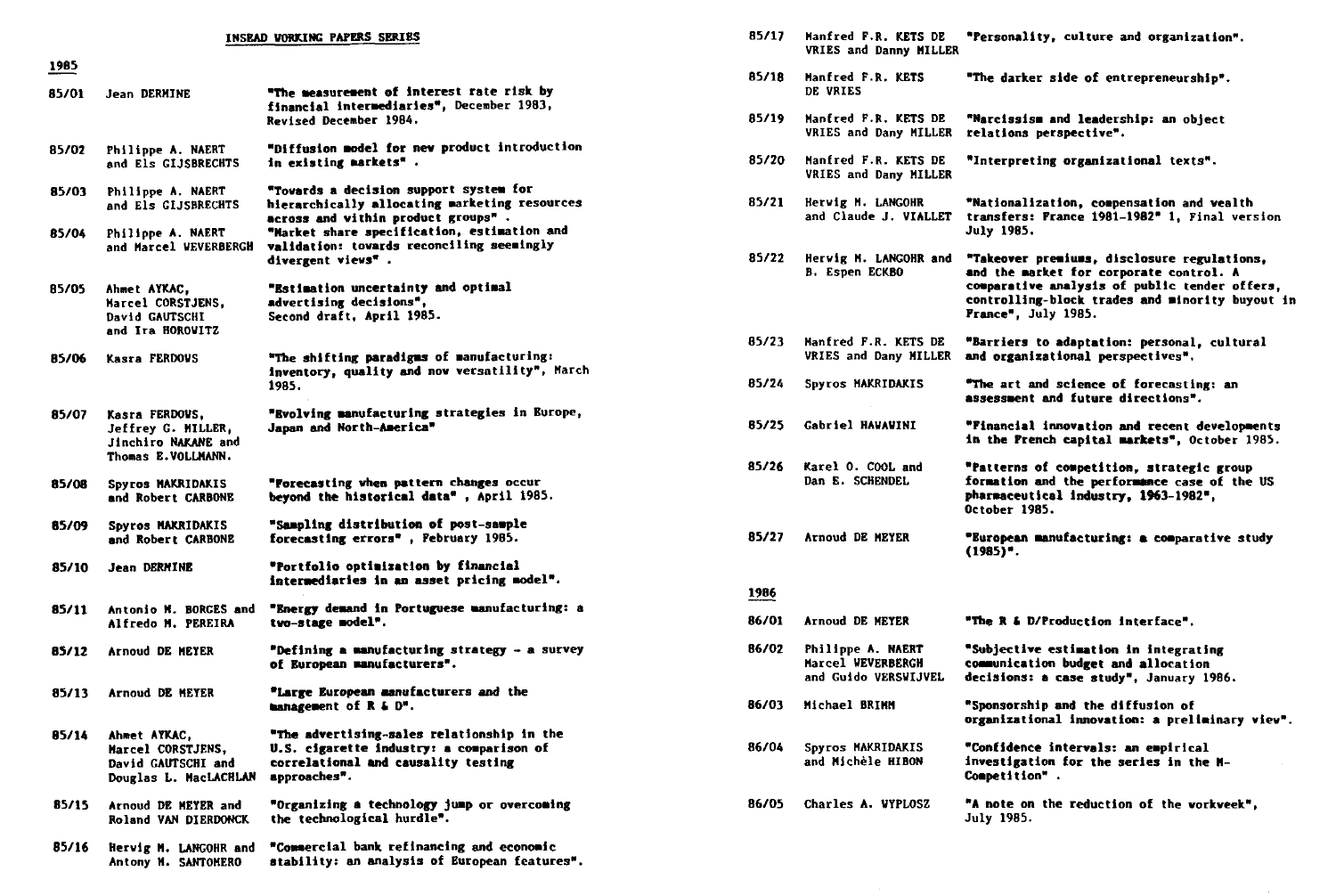# INSEAD WORKING PAPERS SERIES

## 1985

85/01 Jean DERMINE — "The measurement of interest rate risk by financial intermediaries", December 1983, Revised December 1984.

85/02 Philippe A. NAERT and Els GIJSBRECHTS — "Diffusion model for new product introduction in existing markets".

85/03 Philippe A. NAERT and Els GIJSBRECHTS — "Towards a decision support system for hierarchically allocating marketing resources across and within product groups".

85/04 Philippe A. NAERT and Marcel WEVERBERGH — "Market share specification, estimation and validation: towards reconciling seemingly divergent views".

85/05 Ahmet AYKAC, Marcel CORSTJENS, David GAUTSCHI and Ira HOROWITZ — "Estimation uncertainty and optimal advertising decisions", Second draft, April 1985.

85/06 Kasra FERDOWS — "The shifting paradigms of manufacturing: inventory, quality and now versatility", March 1985.

85/07 Kasra FERDOWS, Jeffrey G. MILLER, Jinchiro NAKANE and Thomas E.VOLLMANN. — "Evolving manufacturing strategies in Europe, Japan and North-America"

85/08 Spyros MAKRIDAKIS and Robert CARBONE — "Forecasting when pattern changes occur beyond the historical data", April 1985.

85/09 Spyros MAKRIDAKIS and Robert CARBONE — "Sampling distribution of post-sample forecasting errors", February 1985.

85/10 Jean DERMINE — "Portfolio optimization by financial intermediaries in an asset pricing model".

85/11 Antonio M. BORGES and Alfredo M. PEREIRA — "Energy demand in Portuguese manufacturing: a two-stage model".

85/12 Arnoud DE MEYER — "Defining a manufacturing strategy - a survey of European manufacturers".

85/13 Arnoud DE MEYER — "Large European manufacturers and the management of R & D".

85/14 Ahmet AYKAC, Marcel CORSTJENS, David GAUTSCHI and Douglas L. MacLACHLAN — "The advertising-sales relationship in the U.S. cigarette industry: a comparison of correlational and causality testing approaches".

85/15 Arnoud DE MEYER and Roland VAN DIERDONCK — "Organizing a technology jump or overcoming the technological hurdle".

85/16 Hervig M. LANGOHR and Antony M. SANTOMERO — "Commercial bank refinancing and economic stability: an analysis of European features".

85/17 Manfred F.R. KETS DE VRIES and Danny MILLER — "Personality, culture and organization".

85/18 Manfred F.R. KETS DE VRIES — "The darker side of entrepreneurship".

85/19 Manfred F.R. KETS DE VRIES and Dany MILLER — "Narcissism and leadership: an object relations perspective".

85/20 Manfred F.R. KETS DE VRIES and Dany MILLER — "Interpreting organizational texts".

85/21 Hervig M. LANGOHR and Claude J. VIALLET — "Nationalization, compensation and wealth transfers: France 1981-1982" 1, Final version July 1985.

85/22 Hervig M. LANGOHR and B. Espen ECKBO — "Takeover premiums, disclosure regulations, and the market for corporate control. A comparative analysis of public tender offers, controlling-block trades and minority buyout in France", July 1985.

85/23 Manfred F.R. KETS DE VRIES and Dany MILLER — "Barriers to adaptation: personal, cultural and organizational perspectives".

85/24 Spyros MAKRIDAKIS — "The art and science of forecasting: an assessment and future directions".

85/25 Gabriel HAWAWINI — "Financial innovation and recent developments in the French capital markets", October 1985.

85/26 Karel O. COOL and Dan E. SCHENDEL — "Patterns of competition, strategic group formation and the performance case of the US pharmaceutical industry, 1963-1982", October 1985.

85/27 Arnoud DE MEYER — "European manufacturing: a comparative study (1985)".

## 1986

86/01 Arnoud DE MEYER — "The R & D/Production interface".

86/02 Philippe A. NAERT, Marcel WEVERBERGH and Guido VERSWIJVEL — "Subjective estimation in integrating communication budget and allocation decisions: a case study", January 1986.

86/03 Michael BRIMM — "Sponsorship and the diffusion of organizational innovation: a preliminary view".

86/04 Spyros MAKRIDAKIS and Michèle HIBON — "Confidence intervals: an empirical investigation for the series in the M-Competition".

86/05 Charles A. WYPLOSZ — "A note on the reduction of the workweek", July 1985.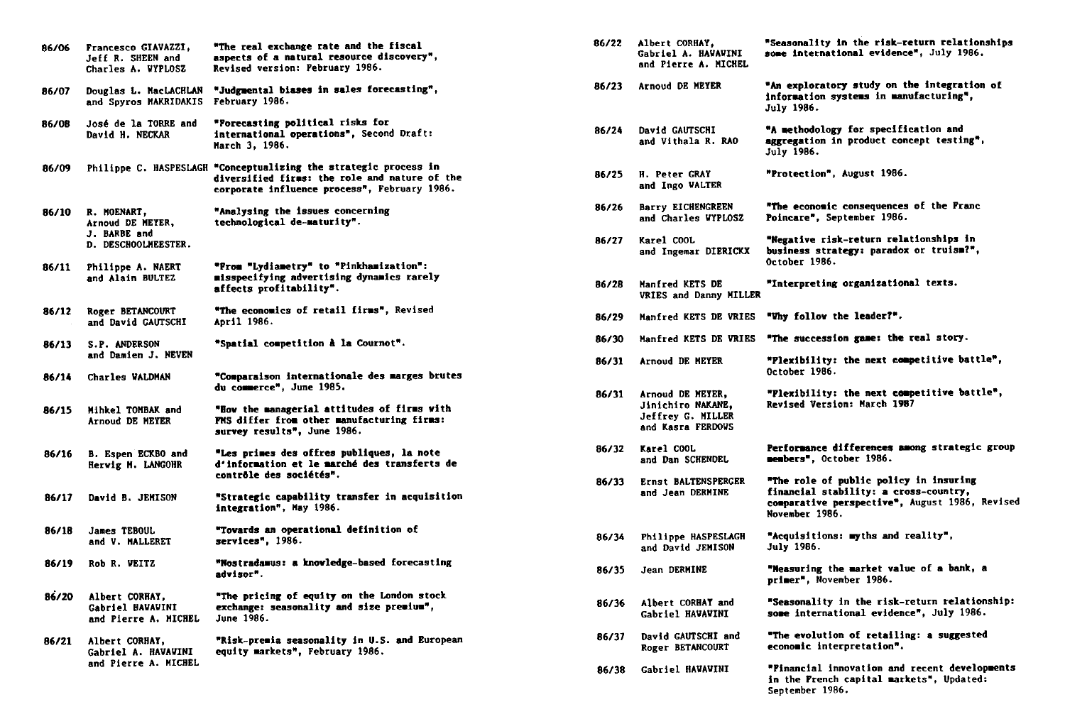| | | |
|---|---|---|
| 86/06 | Francesco GIAVAZZI, Jeff R. SHEEN and Charles A. WYPLOSZ | "The real exchange rate and the fiscal aspects of a natural resource discovery", Revised version: February 1986. |
| 86/07 | Douglas L. MacLACHLAN and Spyros MAKRIDAKIS | "Judgmental biases in sales forecasting", February 1986. |
| 86/08 | José de la TORRE and David H. NECKAR | "Forecasting political risks for international operations", Second Draft: March 3, 1986. |
| 86/09 | Philippe C. HASPESLAGH | "Conceptualizing the strategic process in diversified firms: the role and nature of the corporate influence process", February 1986. |
| 86/10 | R. MOENART, Arnoud DE MEYER, J. BARBE and D. DESCHOOLMEESTER. | "Analysing the issues concerning technological de-maturity". |
| 86/11 | Philippe A. NAERT and Alain BULTEZ | "From "Lydiametry" to "Pinkhamization": misspecifying advertising dynamics rarely affects profitability". |
| 86/12 | Roger BETANCOURT and David GAUTSCHI | "The economics of retail firms", Revised April 1986. |
| 86/13 | S.P. ANDERSON and Damien J. NEVEN | "Spatial competition à la Cournot". |
| 86/14 | Charles WALDMAN | "Comparaison internationale des marges brutes du commerce", June 1985. |
| 86/15 | Mihkel TOMBAK and Arnoud DE MEYER | "How the managerial attitudes of firms with FMS differ from other manufacturing firms: survey results", June 1986. |
| 86/16 | B. Espen ECKBO and Herwig M. LANGOHR | "Les primes des offres publiques, la note d'information et le marché des transferts de contrôle des sociétés". |
| 86/17 | David B. JEMISON | "Strategic capability transfer in acquisition integration", May 1986. |
| 86/18 | James TEBOUL and V. MALLERET | "Towards an operational definition of services", 1986. |
| 86/19 | Rob R. WEITZ | "Nostradamus: a knowledge-based forecasting advisor". |
| 86/20 | Albert CORHAY, Gabriel HAWAWINI and Pierre A. MICHEL | "The pricing of equity on the London stock exchange: seasonality and size premium", June 1986. |
| 86/21 | Albert CORHAY, Gabriel A. HAWAWINI and Pierre A. MICHEL | "Risk-premia seasonality in U.S. and European equity markets", February 1986. |
| 86/22 | Albert CORHAY, Gabriel A. HAWAWINI and Pierre A. MICHEL | "Seasonality in the risk-return relationships some international evidence", July 1986. |
| 86/23 | Arnoud DE MEYER | "An exploratory study on the integration of information systems in manufacturing", July 1986. |
| 86/24 | David GAUTSCHI and Vithala R. RAO | "A methodology for specification and aggregation in product concept testing", July 1986. |
| 86/25 | H. Peter GRAY and Ingo WALTER | "Protection", August 1986. |
| 86/26 | Barry EICHENGREEN and Charles WYPLOSZ | "The economic consequences of the Franc Poincare", September 1986. |
| 86/27 | Karel COOL and Ingemar DIERICKX | "Negative risk-return relationships in business strategy: paradox or truism?", October 1986. |
| 86/28 | Manfred KETS DE VRIES and Danny MILLER | "Interpreting organizational texts. |
| 86/29 | Manfred KETS DE VRIES | "Why follow the leader?". |
| 86/30 | Manfred KETS DE VRIES | "The succession game: the real story. |
| 86/31 | Arnoud DE MEYER | "Flexibility: the next competitive battle", October 1986. |
| 86/31 | Arnoud DE MEYER, Jinichiro NAKANE, Jeffrey G. MILLER and Kasra FERDOWS | "Flexibility: the next competitive battle", Revised Version: March 1987 |
| 86/32 | Karel COOL and Dan SCHENDEL | Performance differences among strategic group members", October 1986. |
| 86/33 | Ernst BALTENSPERGER and Jean DERMINE | "The role of public policy in insuring financial stability: a cross-country, comparative perspective", August 1986, Revised November 1986. |
| 86/34 | Philippe HASPESLAGH and David JEMISON | "Acquisitions: myths and reality", July 1986. |
| 86/35 | Jean DERMINE | "Measuring the market value of a bank, a primer", November 1986. |
| 86/36 | Albert CORHAY and Gabriel HAWAWINI | "Seasonality in the risk-return relationship: some international evidence", July 1986. |
| 86/37 | David GAUTSCHI and Roger BETANCOURT | "The evolution of retailing: a suggested economic interpretation". |
| 86/38 | Gabriel HAWAWINI | "Financial innovation and recent developments in the French capital markets", Updated: September 1986. |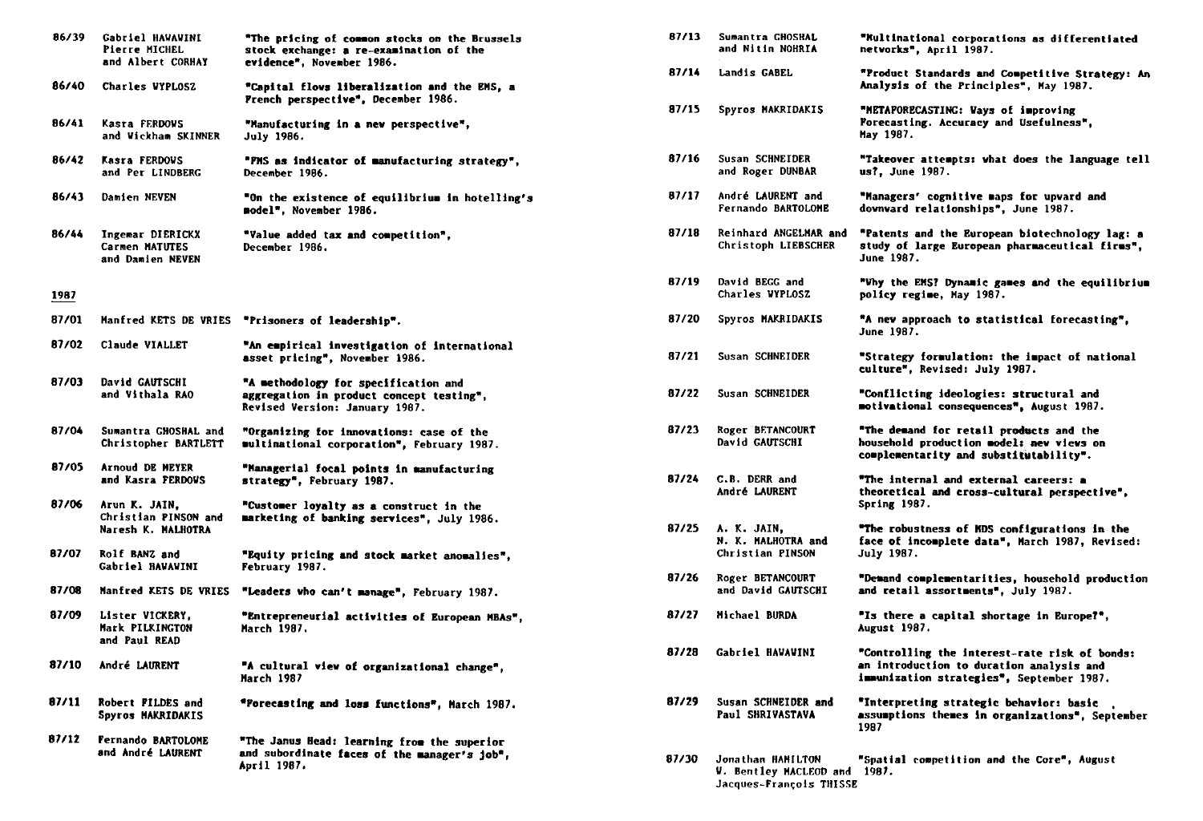| | | |
|---|---|---|
| 86/39 | Gabriel HAWAWINI, Pierre MICHEL and Albert CORHAY | "The pricing of common stocks on the Brussels stock exchange: a re-examination of the evidence", November 1986. |
| 86/40 | Charles WYPLOSZ | "Capital flows liberalization and the EMS, a French perspective", December 1986. |
| 86/41 | Kasra FERDOWS and Wickham SKINNER | "Manufacturing in a new perspective", July 1986. |
| 86/42 | Kasra FERDOWS and Per LINDBERG | "FMS as indicator of manufacturing strategy", December 1986. |
| 86/43 | Damien NEVEN | "On the existence of equilibrium in hotelling's model", November 1986. |
| 86/44 | Ingemar DIERICKX, Carmen MATUTES and Damien NEVEN | "Value added tax and competition", December 1986. |

**1987**

| | | |
|---|---|---|
| 87/01 | Manfred KETS DE VRIES | "Prisoners of leadership". |
| 87/02 | Claude VIALLET | "An empirical investigation of international asset pricing", November 1986. |
| 87/03 | David GAUTSCHI and Vithala RAO | "A methodology for specification and aggregation in product concept testing", Revised Version: January 1987. |
| 87/04 | Sumantra GHOSHAL and Christopher BARTLETT | "Organizing for innovations: case of the multinational corporation", February 1987. |
| 87/05 | Arnoud DE MEYER and Kasra FERDOWS | "Managerial focal points in manufacturing strategy", February 1987. |
| 87/06 | Arun K. JAIN, Christian PINSON and Naresh K. MALHOTRA | "Customer loyalty as a construct in the marketing of banking services", July 1986. |
| 87/07 | Rolf BANZ and Gabriel HAWAWINI | "Equity pricing and stock market anomalies", February 1987. |
| 87/08 | Manfred KETS DE VRIES | "Leaders who can't manage", February 1987. |
| 87/09 | Lister VICKERY, Mark PILKINGTON and Paul READ | "Entrepreneurial activities of European MBAs", March 1987. |
| 87/10 | André LAURENT | "A cultural view of organizational change", March 1987 |
| 87/11 | Robert FILDES and Spyros MAKRIDAKIS | "Forecasting and loss functions", March 1987. |
| 87/12 | Fernando BARTOLOME and André LAURENT | "The Janus Head: learning from the superior and subordinate faces of the manager's job", April 1987. |
| 87/13 | Sumantra GHOSHAL and Nitin NOHRIA | "Multinational corporations as differentiated networks", April 1987. |
| 87/14 | Landis GABEL | "Product Standards and Competitive Strategy: An Analysis of the Principles", May 1987. |
| 87/15 | Spyros MAKRIDAKIS | "METAFORECASTING: Ways of improving Forecasting. Accuracy and Usefulness", May 1987. |
| 87/16 | Susan SCHNEIDER and Roger DUNBAR | "Takeover attempts: what does the language tell us?, June 1987. |
| 87/17 | André LAURENT and Fernando BARTOLOME | "Managers' cognitive maps for upward and downward relationships", June 1987. |
| 87/18 | Reinhard ANGELMAR and Christoph LIEBSCHER | "Patents and the European biotechnology lag: a study of large European pharmaceutical firms", June 1987. |
| 87/19 | David BEGG and Charles WYPLOSZ | "Why the EMS? Dynamic games and the equilibrium policy regime, May 1987. |
| 87/20 | Spyros MAKRIDAKIS | "A new approach to statistical forecasting", June 1987. |
| 87/21 | Susan SCHNEIDER | "Strategy formulation: the impact of national culture", Revised: July 1987. |
| 87/22 | Susan SCHNEIDER | "Conflicting ideologies: structural and motivational consequences", August 1987. |
| 87/23 | Roger BETANCOURT, David GAUTSCHI | "The demand for retail products and the household production model: new views on complementarity and substitutability". |
| 87/24 | C.B. DERR and André LAURENT | "The internal and external careers: a theoretical and cross-cultural perspective", Spring 1987. |
| 87/25 | A. K. JAIN, N. K. MALHOTRA and Christian PINSON | "The robustness of MDS configurations in the face of incomplete data", March 1987, Revised: July 1987. |
| 87/26 | Roger BETANCOURT and David GAUTSCHI | "Demand complementarities, household production and retail assortments", July 1987. |
| 87/27 | Michael BURDA | "Is there a capital shortage in Europe?", August 1987. |
| 87/28 | Gabriel HAWAWINI | "Controlling the interest-rate risk of bonds: an introduction to duration analysis and immunization strategies", September 1987. |
| 87/29 | Susan SCHNEIDER and Paul SHRIVASTAVA | "Interpreting strategic behavior: basic , assumptions themes in organizations", September 1987 |
| 87/30 | Jonathan HAMILTON, W. Bentley MACLEOD and Jacques-François THISSE | "Spatial competition and the Core", August 1987. |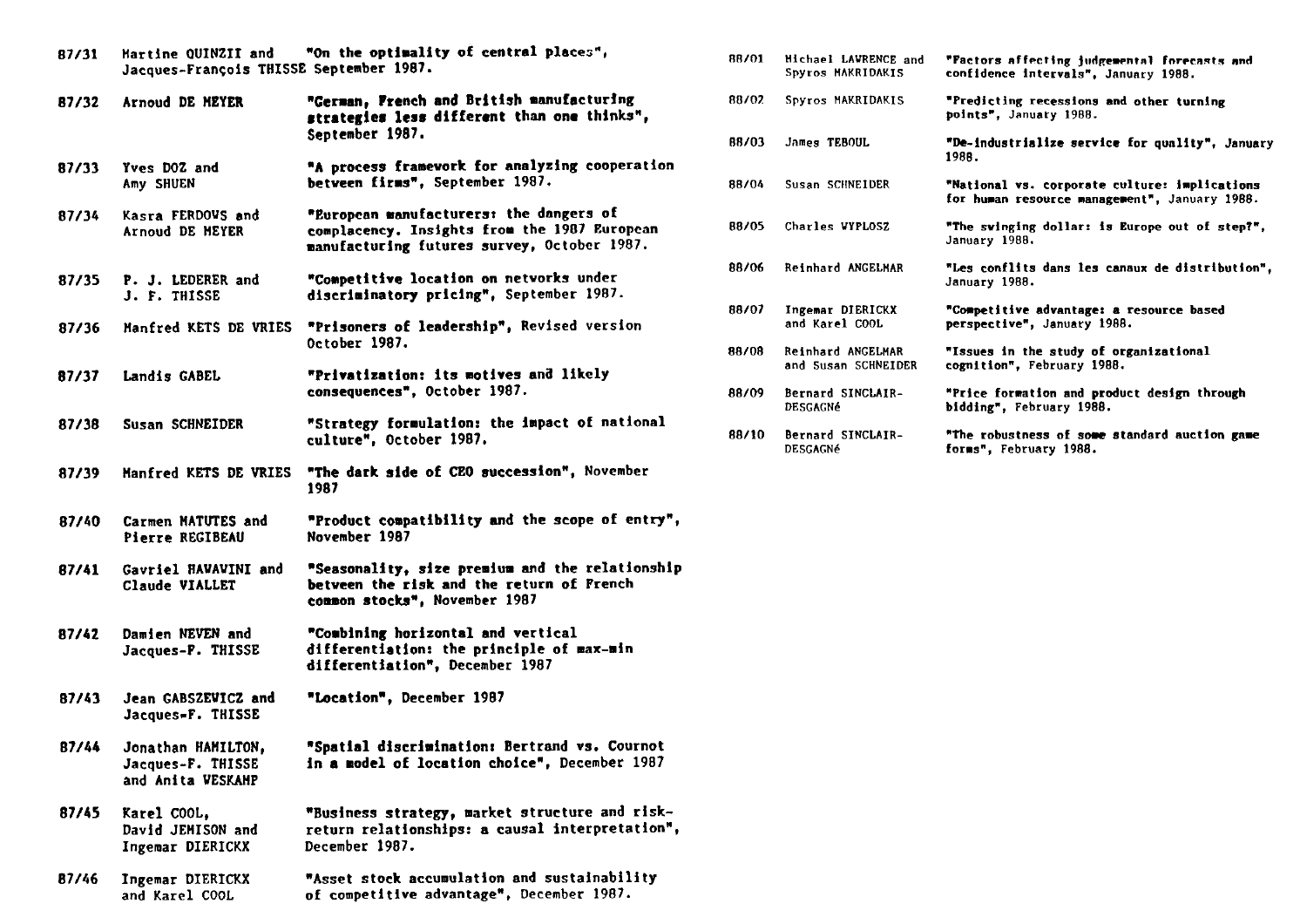| | | |
|---|---|---|
| 87/31 | Martine QUINZII and Jacques-François THISSE | "On the optimality of central places", September 1987. |
| 87/32 | Arnoud DE MEYER | "German, French and British manufacturing strategies less different than one thinks", September 1987. |
| 87/33 | Yves DOZ and Amy SHUEN | "A process framework for analyzing cooperation between firms", September 1987. |
| 87/34 | Kasra FERDOWS and Arnoud DE MEYER | "European manufacturers: the dangers of complacency. Insights from the 1987 European manufacturing futures survey, October 1987. |
| 87/35 | P. J. LEDERER and J. F. THISSE | "Competitive location on networks under discriminatory pricing", September 1987. |
| 87/36 | Manfred KETS DE VRIES | "Prisoners of leadership", Revised version October 1987. |
| 87/37 | Landis GABEL | "Privatization: its motives and likely consequences", October 1987. |
| 87/38 | Susan SCHNEIDER | "Strategy formulation: the impact of national culture", October 1987. |
| 87/39 | Manfred KETS DE VRIES | "The dark side of CEO succession", November 1987 |
| 87/40 | Carmen MATUTES and Pierre REGIBEAU | "Product compatibility and the scope of entry", November 1987 |
| 87/41 | Gavriel HAWAWINI and Claude VIALLET | "Seasonality, size premium and the relationship between the risk and the return of French common stocks", November 1987 |
| 87/42 | Damien NEVEN and Jacques-F. THISSE | "Combining horizontal and vertical differentiation: the principle of max-min differentiation", December 1987 |
| 87/43 | Jean GABSZEWICZ and Jacques-F. THISSE | "Location", December 1987 |
| 87/44 | Jonathan HAMILTON, Jacques-F. THISSE and Anita VESKAMP | "Spatial discrimination: Bertrand vs. Cournot in a model of location choice", December 1987 |
| 87/45 | Karel COOL, David JEMISON and Ingemar DIERICKX | "Business strategy, market structure and risk-return relationships: a causal interpretation", December 1987. |
| 87/46 | Ingemar DIERICKX and Karel COOL | "Asset stock accumulation and sustainability of competitive advantage", December 1987. |
| 88/01 | Michael LAWRENCE and Spyros MAKRIDAKIS | "Factors affecting judgemental forecasts and confidence intervals", January 1988. |
| 88/02 | Spyros MAKRIDAKIS | "Predicting recessions and other turning points", January 1988. |
| 88/03 | James TEBOUL | "De-industrialize service for quality", January 1988. |
| 88/04 | Susan SCHNEIDER | "National vs. corporate culture: implications for human resource management", January 1988. |
| 88/05 | Charles WYPLOSZ | "The swinging dollar: is Europe out of step?", January 1988. |
| 88/06 | Reinhard ANGELMAR | "Les conflits dans les canaux de distribution", January 1988. |
| 88/07 | Ingemar DIERICKX and Karel COOL | "Competitive advantage: a resource based perspective", January 1988. |
| 88/08 | Reinhard ANGELMAR and Susan SCHNEIDER | "Issues in the study of organizational cognition", February 1988. |
| 88/09 | Bernard SINCLAIR-DESGAGNé | "Price formation and product design through bidding", February 1988. |
| 88/10 | Bernard SINCLAIR-DESGAGNé | "The robustness of some standard auction game forms", February 1988. |